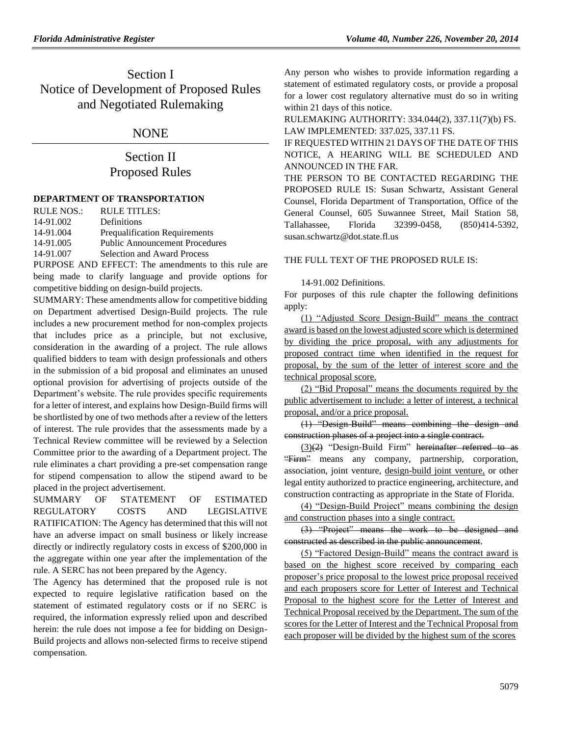# Section I
# Notice of Development of Proposed Rules and Negotiated Rulemaking

## NONE

# Section II
# Proposed Rules

### DEPARTMENT OF TRANSPORTATION

| RULE NOS.: | RULE TITLES: |
|---|---|
| 14-91.002 | Definitions |
| 14-91.004 | Prequalification Requirements |
| 14-91.005 | Public Announcement Procedures |
| 14-91.007 | Selection and Award Process |

PURPOSE AND EFFECT: The amendments to this rule are being made to clarify language and provide options for competitive bidding on design-build projects.

SUMMARY: These amendments allow for competitive bidding on Department advertised Design-Build projects. The rule includes a new procurement method for non-complex projects that includes price as a principle, but not exclusive, consideration in the awarding of a project. The rule allows qualified bidders to team with design professionals and others in the submission of a bid proposal and eliminates an unused optional provision for advertising of projects outside of the Department's website. The rule provides specific requirements for a letter of interest, and explains how Design-Build firms will be shortlisted by one of two methods after a review of the letters of interest. The rule provides that the assessments made by a Technical Review committee will be reviewed by a Selection Committee prior to the awarding of a Department project. The rule eliminates a chart providing a pre-set compensation range for stipend compensation to allow the stipend award to be placed in the project advertisement.

SUMMARY OF STATEMENT OF ESTIMATED REGULATORY COSTS AND LEGISLATIVE RATIFICATION: The Agency has determined that this will not have an adverse impact on small business or likely increase directly or indirectly regulatory costs in excess of $200,000 in the aggregate within one year after the implementation of the rule. A SERC has not been prepared by the Agency.

The Agency has determined that the proposed rule is not expected to require legislative ratification based on the statement of estimated regulatory costs or if no SERC is required, the information expressly relied upon and described herein: the rule does not impose a fee for bidding on Design-Build projects and allows non-selected firms to receive stipend compensation.

Any person who wishes to provide information regarding a statement of estimated regulatory costs, or provide a proposal for a lower cost regulatory alternative must do so in writing within 21 days of this notice.

RULEMAKING AUTHORITY: 334.044(2), 337.11(7)(b) FS.

LAW IMPLEMENTED: 337.025, 337.11 FS.

IF REQUESTED WITHIN 21 DAYS OF THE DATE OF THIS NOTICE, A HEARING WILL BE SCHEDULED AND ANNOUNCED IN THE FAR.

THE PERSON TO BE CONTACTED REGARDING THE PROPOSED RULE IS: Susan Schwartz, Assistant General Counsel, Florida Department of Transportation, Office of the General Counsel, 605 Suwannee Street, Mail Station 58, Tallahassee, Florida 32399-0458, (850)414-5392, susan.schwartz@dot.state.fl.us

THE FULL TEXT OF THE PROPOSED RULE IS:

14-91.002 Definitions.

For purposes of this rule chapter the following definitions apply:

<u>(1) "Adjusted Score Design-Build" means the contract award is based on the lowest adjusted score which is determined by dividing the price proposal, with any adjustments for proposed contract time when identified in the request for proposal, by the sum of the letter of interest score and the technical proposal score.</u>

<u>(2) "Bid Proposal" means the documents required by the public advertisement to include: a letter of interest, a technical proposal, and/or a price proposal.</u>

~~(1) "Design-Build" means combining the design and construction phases of a project into a single contract.~~

<u>(3)</u>~~(2)~~ "Design-Build Firm" ~~hereinafter referred to as "Firm"~~ means any company, partnership, corporation, association, joint venture, <u>design-build joint venture,</u> or other legal entity authorized to practice engineering, architecture, and construction contracting as appropriate in the State of Florida.

<u>(4) "Design-Build Project" means combining the design and construction phases into a single contract.</u>

~~(3) "Project" means the work to be designed and constructed as described in the public announcement~~.

<u>(5) "Factored Design-Build" means the contract award is based on the highest score received by comparing each proposer's price proposal to the lowest price proposal received and each proposers score for Letter of Interest and Technical Proposal to the highest score for the Letter of Interest and Technical Proposal received by the Department. The sum of the scores for the Letter of Interest and the Technical Proposal from each proposer will be divided by the highest sum of the scores</u>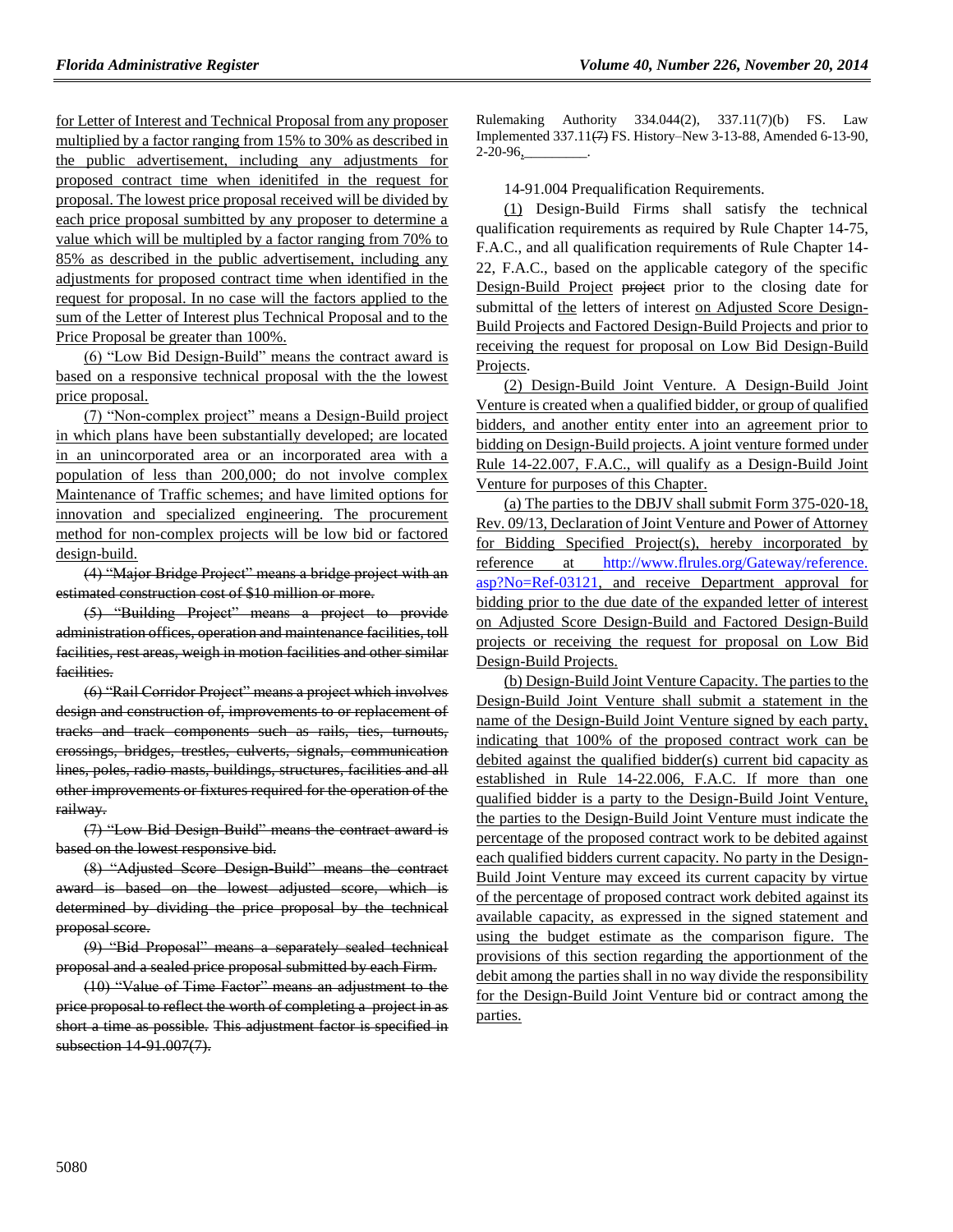for Letter of Interest and Technical Proposal from any proposer multiplied by a factor ranging from 15% to 30% as described in the public advertisement, including any adjustments for proposed contract time when idenitifed in the request for proposal. The lowest price proposal received will be divided by each price proposal sumbitted by any proposer to determine a value which will be multipled by a factor ranging from 70% to 85% as described in the public advertisement, including any adjustments for proposed contract time when identified in the request for proposal. In no case will the factors applied to the sum of the Letter of Interest plus Technical Proposal and to the Price Proposal be greater than 100%.

(6) "Low Bid Design-Build" means the contract award is based on a responsive technical proposal with the the lowest price proposal.

(7) "Non-complex project" means a Design-Build project in which plans have been substantially developed; are located in an unincorporated area or an incorporated area with a population of less than 200,000; do not involve complex Maintenance of Traffic schemes; and have limited options for innovation and specialized engineering. The procurement method for non-complex projects will be low bid or factored design-build.

~~(4) "Major Bridge Project" means a bridge project with an estimated construction cost of $10 million or more.~~

~~(5) "Building Project" means a project to provide administration offices, operation and maintenance facilities, toll facilities, rest areas, weigh in motion facilities and other similar facilities.~~

~~(6) "Rail Corridor Project" means a project which involves design and construction of, improvements to or replacement of tracks and track components such as rails, ties, turnouts, crossings, bridges, trestles, culverts, signals, communication lines, poles, radio masts, buildings, structures, facilities and all other improvements or fixtures required for the operation of the railway.~~

~~(7) "Low Bid Design-Build" means the contract award is based on the lowest responsive bid.~~

~~(8) "Adjusted Score Design-Build" means the contract award is based on the lowest adjusted score, which is determined by dividing the price proposal by the technical proposal score.~~

~~(9) "Bid Proposal" means a separately sealed technical proposal and a sealed price proposal submitted by each Firm.~~

~~(10) "Value of Time Factor" means an adjustment to the price proposal to reflect the worth of completing a project in as short a time as possible. This adjustment factor is specified in subsection 14-91.007(7).~~

Rulemaking Authority 334.044(2), 337.11(7)(b) FS. Law Implemented 337.11~~(7)~~ FS. History–New 3-13-88, Amended 6-13-90, 2-20-96,________.

14-91.004 Prequalification Requirements.

(1) Design-Build Firms shall satisfy the technical qualification requirements as required by Rule Chapter 14-75, F.A.C., and all qualification requirements of Rule Chapter 14-22, F.A.C., based on the applicable category of the specific Design-Build Project ~~project~~ prior to the closing date for submittal of the letters of interest on Adjusted Score Design-Build Projects and Factored Design-Build Projects and prior to receiving the request for proposal on Low Bid Design-Build Projects.

(2) Design-Build Joint Venture. A Design-Build Joint Venture is created when a qualified bidder, or group of qualified bidders, and another entity enter into an agreement prior to bidding on Design-Build projects. A joint venture formed under Rule 14-22.007, F.A.C., will qualify as a Design-Build Joint Venture for purposes of this Chapter.

(a) The parties to the DBJV shall submit Form 375-020-18, Rev. 09/13, Declaration of Joint Venture and Power of Attorney for Bidding Specified Project(s), hereby incorporated by reference at http://www.flrules.org/Gateway/reference.asp?No=Ref-03121, and receive Department approval for bidding prior to the due date of the expanded letter of interest on Adjusted Score Design-Build and Factored Design-Build projects or receiving the request for proposal on Low Bid Design-Build Projects.

(b) Design-Build Joint Venture Capacity. The parties to the Design-Build Joint Venture shall submit a statement in the name of the Design-Build Joint Venture signed by each party, indicating that 100% of the proposed contract work can be debited against the qualified bidder(s) current bid capacity as established in Rule 14-22.006, F.A.C. If more than one qualified bidder is a party to the Design-Build Joint Venture, the parties to the Design-Build Joint Venture must indicate the percentage of the proposed contract work to be debited against each qualified bidders current capacity. No party in the Design-Build Joint Venture may exceed its current capacity by virtue of the percentage of proposed contract work debited against its available capacity, as expressed in the signed statement and using the budget estimate as the comparison figure. The provisions of this section regarding the apportionment of the debit among the parties shall in no way divide the responsibility for the Design-Build Joint Venture bid or contract among the parties.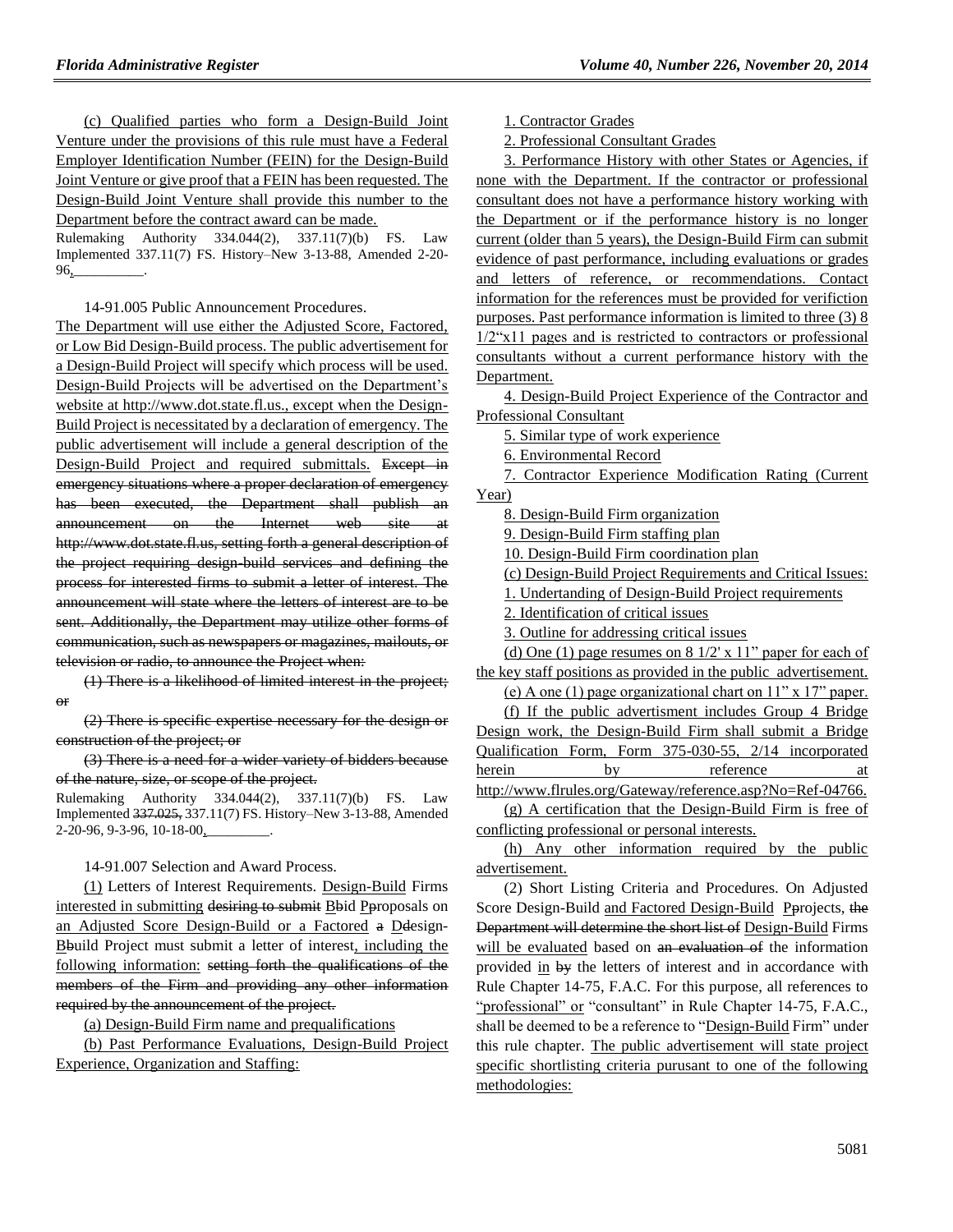(c) Qualified parties who form a Design-Build Joint Venture under the provisions of this rule must have a Federal Employer Identification Number (FEIN) for the Design-Build Joint Venture or give proof that a FEIN has been requested. The Design-Build Joint Venture shall provide this number to the Department before the contract award can be made.

Rulemaking Authority 334.044(2), 337.11(7)(b) FS. Law Implemented 337.11(7) FS. History–New 3-13-88, Amended 2-20-96, \_\_\_\_\_\_\_\_\_\_.

14-91.005 Public Announcement Procedures.

The Department will use either the Adjusted Score, Factored, or Low Bid Design-Build process. The public advertisement for a Design-Build Project will specify which process will be used. Design-Build Projects will be advertised on the Department's website at http://www.dot.state.fl.us., except when the Design-Build Project is necessitated by a declaration of emergency. The public advertisement will include a general description of the Design-Build Project and required submittals. ~~Except in emergency situations where a proper declaration of emergency has been executed, the Department shall publish an announcement on the Internet web site at http://www.dot.state.fl.us, setting forth a general description of the project requiring design-build services and defining the process for interested firms to submit a letter of interest. The announcement will state where the letters of interest are to be sent. Additionally, the Department may utilize other forms of communication, such as newspapers or magazines, mailouts, or television or radio, to announce the Project when:~~

~~(1) There is a likelihood of limited interest in the project; or~~

~~(2) There is specific expertise necessary for the design or construction of the project; or~~

~~(3) There is a need for a wider variety of bidders because of the nature, size, or scope of the project.~~

Rulemaking Authority 334.044(2), 337.11(7)(b) FS. Law Implemented ~~337.025,~~ 337.11(7) FS. History–New 3-13-88, Amended 2-20-96, 9-3-96, 10-18-00, \_\_\_\_\_\_\_\_\_.

14-91.007 Selection and Award Process.

(1) Letters of Interest Requirements. Design-Build Firms interested in submitting ~~desiring to submit~~ Bbid Pproposals on an Adjusted Score Design-Build or a Factored ~~a~~ Ddesign-Bbuild Project must submit a letter of interest, including the following information: ~~setting forth the qualifications of the members of the Firm and providing any other information required by the announcement of the project.~~

(a) Design-Build Firm name and prequalifications

(b) Past Performance Evaluations, Design-Build Project Experience, Organization and Staffing:

1. Contractor Grades

2. Professional Consultant Grades

3. Performance History with other States or Agencies, if none with the Department. If the contractor or professional consultant does not have a performance history working with the Department or if the performance history is no longer current (older than 5 years), the Design-Build Firm can submit evidence of past performance, including evaluations or grades and letters of reference, or recommendations. Contact information for the references must be provided for verifiction purposes. Past performance information is limited to three (3) 8 1/2"x11 pages and is restricted to contractors or professional consultants without a current performance history with the Department.

4. Design-Build Project Experience of the Contractor and Professional Consultant

5. Similar type of work experience

6. Environmental Record

7. Contractor Experience Modification Rating (Current Year)

8. Design-Build Firm organization

9. Design-Build Firm staffing plan

10. Design-Build Firm coordination plan

(c) Design-Build Project Requirements and Critical Issues:

1. Undertanding of Design-Build Project requirements

2. Identification of critical issues

3. Outline for addressing critical issues

(d) One (1) page resumes on 8 1/2' x 11" paper for each of the key staff positions as provided in the public advertisement.

(e) A one (1) page organizational chart on 11" x 17" paper.

(f) If the public advertisment includes Group 4 Bridge Design work, the Design-Build Firm shall submit a Bridge Qualification Form, Form 375-030-55, 2/14 incorporated herein by reference at http://www.flrules.org/Gateway/reference.asp?No=Ref-04766.

(g) A certification that the Design-Build Firm is free of conflicting professional or personal interests.

(h) Any other information required by the public advertisement.

(2) Short Listing Criteria and Procedures. On Adjusted Score Design-Build and Factored Design-Build Pprojects, ~~the Department will determine the short list of~~ Design-Build Firms will be evaluated based on ~~an evaluation of~~ the information provided in ~~by~~ the letters of interest and in accordance with Rule Chapter 14-75, F.A.C. For this purpose, all references to "professional" or "consultant" in Rule Chapter 14-75, F.A.C., shall be deemed to be a reference to "Design-Build Firm" under this rule chapter. The public advertisement will state project specific shortlisting criteria purusant to one of the following methodologies: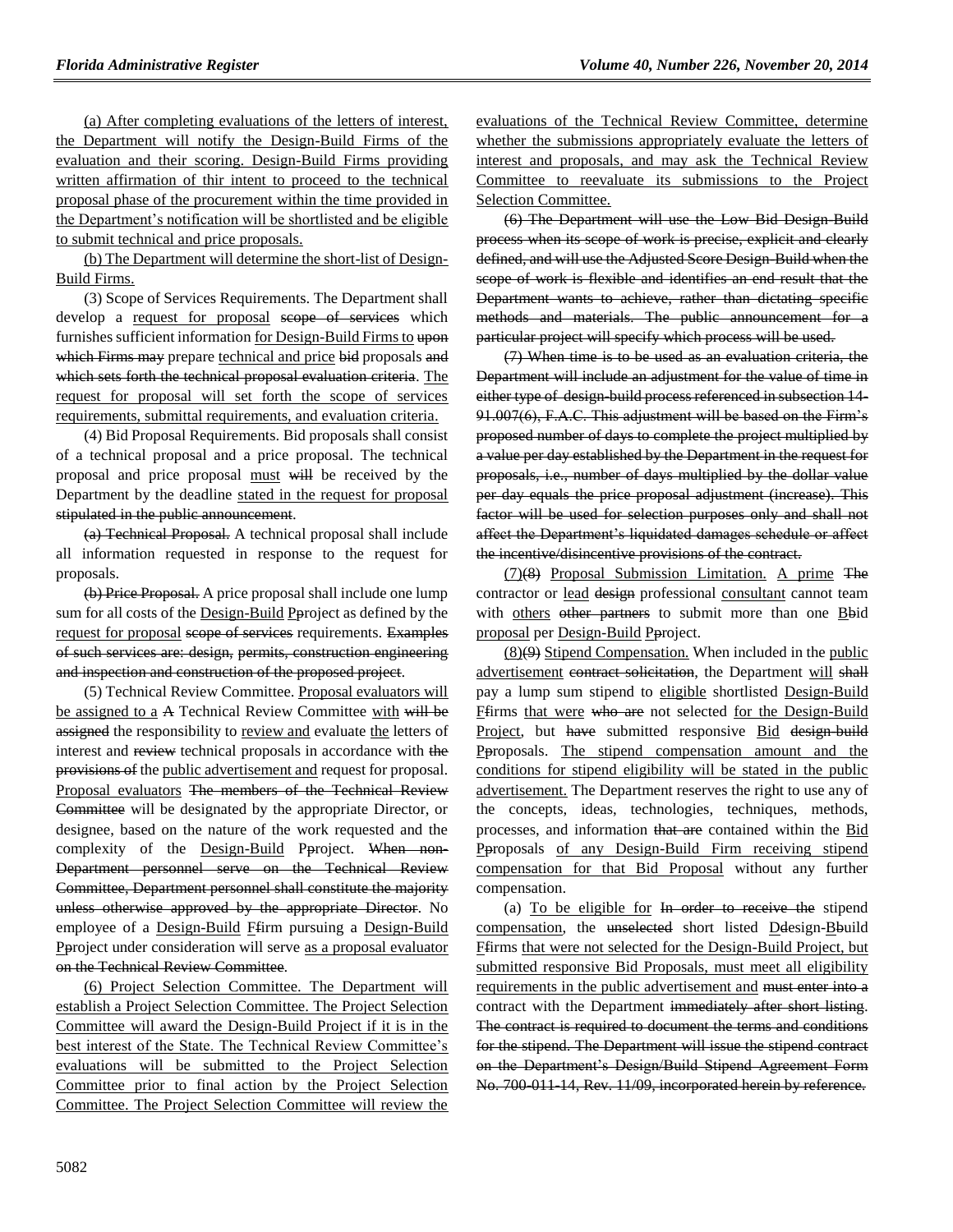(a) After completing evaluations of the letters of interest, the Department will notify the Design-Build Firms of the evaluation and their scoring. Design-Build Firms providing written affirmation of thir intent to proceed to the technical proposal phase of the procurement within the time provided in the Department's notification will be shortlisted and be eligible to submit technical and price proposals.

(b) The Department will determine the short-list of Design-Build Firms.

(3) Scope of Services Requirements. The Department shall develop a request for proposal ~~scope of services~~ which furnishes sufficient information for Design-Build Firms to ~~upon which Firms may~~ prepare technical and price ~~bid~~ proposals ~~and which sets forth the technical proposal evaluation criteria~~. The request for proposal will set forth the scope of services requirements, submittal requirements, and evaluation criteria.

(4) Bid Proposal Requirements. Bid proposals shall consist of a technical proposal and a price proposal. The technical proposal and price proposal must ~~will~~ be received by the Department by the deadline stated in the request for proposal ~~stipulated in the public announcement~~.

~~(a) Technical Proposal.~~ A technical proposal shall include all information requested in response to the request for proposals.

~~(b) Price Proposal.~~ A price proposal shall include one lump sum for all costs of the Design-Build P~~p~~roject as defined by the request for proposal ~~scope of services~~ requirements. ~~Examples of such services are: design, permits, construction engineering and inspection and construction of the proposed project~~.

(5) Technical Review Committee. Proposal evaluators will be assigned to a ~~A~~ Technical Review Committee with ~~will be assigned~~ the responsibility to review and evaluate the letters of interest and ~~review~~ technical proposals in accordance with ~~the provisions of~~ the public advertisement and request for proposal. Proposal evaluators ~~The members of the Technical Review Committee~~ will be designated by the appropriate Director, or designee, based on the nature of the work requested and the complexity of the Design-Build P~~p~~roject. ~~When non-Department personnel serve on the Technical Review Committee, Department personnel shall constitute the majority unless otherwise approved by the appropriate Director~~. No employee of a Design-Build F~~f~~irm pursuing a Design-Build P~~p~~roject under consideration will serve as a proposal evaluator ~~on the Technical Review Committee~~.

(6) Project Selection Committee. The Department will establish a Project Selection Committee. The Project Selection Committee will award the Design-Build Project if it is in the best interest of the State. The Technical Review Committee's evaluations will be submitted to the Project Selection Committee prior to final action by the Project Selection Committee. The Project Selection Committee will review the evaluations of the Technical Review Committee, determine whether the submissions appropriately evaluate the letters of interest and proposals, and may ask the Technical Review Committee to reevaluate its submissions to the Project Selection Committee.

~~(6) The Department will use the Low Bid Design-Build process when its scope of work is precise, explicit and clearly defined, and will use the Adjusted Score Design-Build when the scope of work is flexible and identifies an end result that the Department wants to achieve, rather than dictating specific methods and materials. The public announcement for a particular project will specify which process will be used.~~

~~(7) When time is to be used as an evaluation criteria, the Department will include an adjustment for the value of time in either type of design-build process referenced in subsection 14-91.007(6), F.A.C. This adjustment will be based on the Firm's proposed number of days to complete the project multiplied by a value per day established by the Department in the request for proposals, i.e., number of days multiplied by the dollar value per day equals the price proposal adjustment (increase). This factor will be used for selection purposes only and shall not affect the Department's liquidated damages schedule or affect the incentive/disincentive provisions of the contract.~~

(7)~~(8)~~ Proposal Submission Limitation. A prime ~~The~~ contractor or lead ~~design~~ professional consultant cannot team with others ~~other partners~~ to submit more than one B~~b~~id proposal per Design-Build P~~p~~roject.

(8)~~(9)~~ Stipend Compensation. When included in the public advertisement ~~contract solicitation~~, the Department will ~~shall~~ pay a lump sum stipend to eligible shortlisted Design-Build F~~f~~irms that were ~~who are~~ not selected for the Design-Build Project, but ~~have~~ submitted responsive Bid ~~design-build~~ P~~p~~roposals. The stipend compensation amount and the conditions for stipend eligibility will be stated in the public advertisement. The Department reserves the right to use any of the concepts, ideas, technologies, techniques, methods, processes, and information ~~that are~~ contained within the Bid P~~p~~roposals of any Design-Build Firm receiving stipend compensation for that Bid Proposal without any further compensation.

(a) To be eligible for ~~In order to receive the~~ stipend compensation, the ~~unselected~~ short listed D~~d~~esign-B~~b~~uild F~~f~~irms that were not selected for the Design-Build Project, but submitted responsive Bid Proposals, must meet all eligibility requirements in the public advertisement and ~~must enter into a~~ contract with the Department ~~immediately after short listing~~. ~~The contract is required to document the terms and conditions for the stipend. The Department will issue the stipend contract on the Department's Design/Build Stipend Agreement Form No. 700-011-14, Rev. 11/09, incorporated herein by reference.~~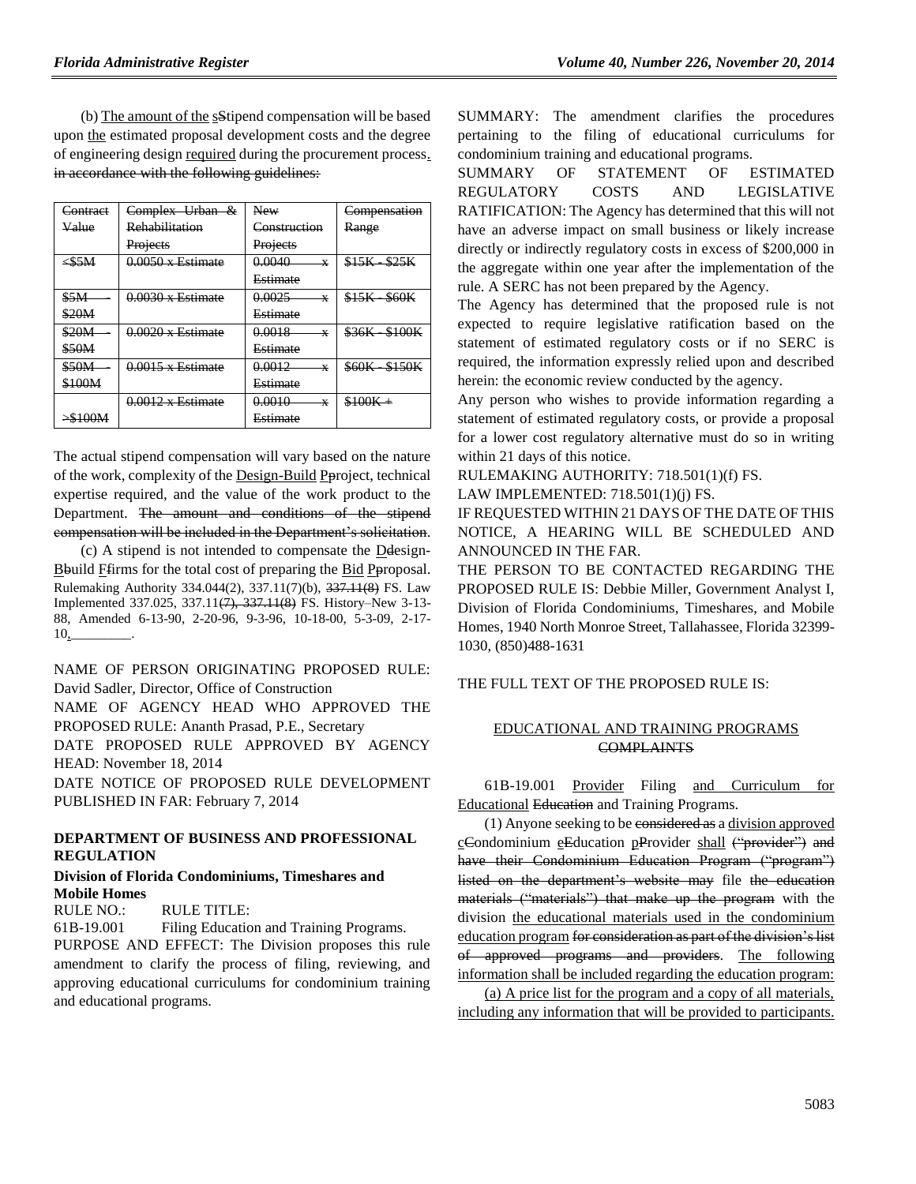(b) The amount of the sStipend compensation will be based upon the estimated proposal development costs and the degree of engineering design required during the procurement process. in accordance with the following guidelines:

| Contract Value | Complex Urban & Rehabilitation Projects | New Construction Projects | Compensation Range |
|---|---|---|---|
| <$5M | 0.0050 x Estimate | 0.0040 x Estimate | $15K - $25K |
| $5M - $20M | 0.0030 x Estimate | 0.0025 x Estimate | $15K - $60K |
| $20M - $50M | 0.0020 x Estimate | 0.0018 x Estimate | $36K - $100K |
| $50M - $100M | 0.0015 x Estimate | 0.0012 x Estimate | $60K - $150K |
| >$100M | 0.0012 x Estimate | 0.0010 x Estimate | $100K + |

The actual stipend compensation will vary based on the nature of the work, complexity of the Design-Build Pproject, technical expertise required, and the value of the work product to the Department. The amount and conditions of the stipend compensation will be included in the Department's solicitation.

(c) A stipend is not intended to compensate the Ddesign-Bbuild Ffirms for the total cost of preparing the Bid Pproposal.

Rulemaking Authority 334.044(2), 337.11(7)(b), 337.11(8) FS. Law Implemented 337.025, 337.11(7), 337.11(8) FS. History–New 3-13-88, Amended 6-13-90, 2-20-96, 9-3-96, 10-18-00, 5-3-09, 2-17-10, ________.

NAME OF PERSON ORIGINATING PROPOSED RULE: David Sadler, Director, Office of Construction

NAME OF AGENCY HEAD WHO APPROVED THE PROPOSED RULE: Ananth Prasad, P.E., Secretary

DATE PROPOSED RULE APPROVED BY AGENCY HEAD: November 18, 2014

DATE NOTICE OF PROPOSED RULE DEVELOPMENT PUBLISHED IN FAR: February 7, 2014

## DEPARTMENT OF BUSINESS AND PROFESSIONAL REGULATION

### Division of Florida Condominiums, Timeshares and Mobile Homes

RULE NO.: RULE TITLE:

61B-19.001 Filing Education and Training Programs.

PURPOSE AND EFFECT: The Division proposes this rule amendment to clarify the process of filing, reviewing, and approving educational curriculums for condominium training and educational programs.

SUMMARY: The amendment clarifies the procedures pertaining to the filing of educational curriculums for condominium training and educational programs.

SUMMARY OF STATEMENT OF ESTIMATED REGULATORY COSTS AND LEGISLATIVE RATIFICATION: The Agency has determined that this will not have an adverse impact on small business or likely increase directly or indirectly regulatory costs in excess of $200,000 in the aggregate within one year after the implementation of the rule. A SERC has not been prepared by the Agency.

The Agency has determined that the proposed rule is not expected to require legislative ratification based on the statement of estimated regulatory costs or if no SERC is required, the information expressly relied upon and described herein: the economic review conducted by the agency.

Any person who wishes to provide information regarding a statement of estimated regulatory costs, or provide a proposal for a lower cost regulatory alternative must do so in writing within 21 days of this notice.

RULEMAKING AUTHORITY: 718.501(1)(f) FS.

LAW IMPLEMENTED: 718.501(1)(j) FS.

IF REQUESTED WITHIN 21 DAYS OF THE DATE OF THIS NOTICE, A HEARING WILL BE SCHEDULED AND ANNOUNCED IN THE FAR.

THE PERSON TO BE CONTACTED REGARDING THE PROPOSED RULE IS: Debbie Miller, Government Analyst I, Division of Florida Condominiums, Timeshares, and Mobile Homes, 1940 North Monroe Street, Tallahassee, Florida 32399-1030, (850)488-1631

THE FULL TEXT OF THE PROPOSED RULE IS:

EDUCATIONAL AND TRAINING PROGRAMS COMPLAINTS

61B-19.001 Provider Filing and Curriculum for Educational Education and Training Programs.

(1) Anyone seeking to be considered as a division approved cCondominium eEducation pProvider shall ("provider") and have their Condominium Education Program ("program") listed on the department's website may file the education materials ("materials") that make up the program with the division the educational materials used in the condominium education program for consideration as part of the division's list of approved programs and providers. The following information shall be included regarding the education program:

(a) A price list for the program and a copy of all materials, including any information that will be provided to participants.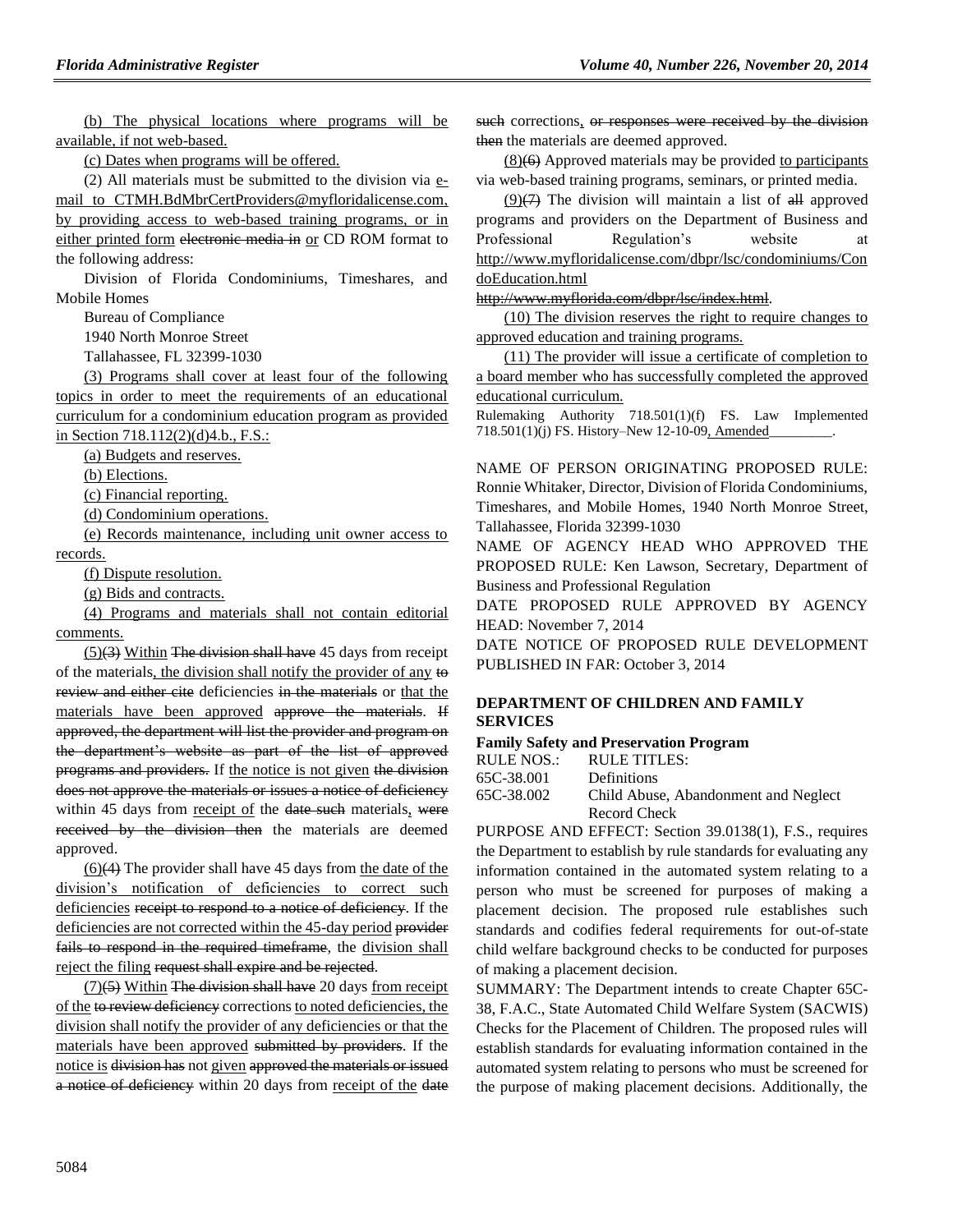(b) The physical locations where programs will be available, if not web-based.

(c) Dates when programs will be offered.

(2) All materials must be submitted to the division via e-mail to CTMH.BdMbrCertProviders@myfloridalicense.com, by providing access to web-based training programs, or in either printed form ~~electronic media in~~ or CD ROM format to the following address:

Division of Florida Condominiums, Timeshares, and Mobile Homes

Bureau of Compliance

1940 North Monroe Street

Tallahassee, FL 32399-1030

(3) Programs shall cover at least four of the following topics in order to meet the requirements of an educational curriculum for a condominium education program as provided in Section 718.112(2)(d)4.b., F.S.:

(a) Budgets and reserves.

(b) Elections.

(c) Financial reporting.

(d) Condominium operations.

(e) Records maintenance, including unit owner access to records.

(f) Dispute resolution.

(g) Bids and contracts.

(4) Programs and materials shall not contain editorial comments.

(5)~~(3)~~ Within ~~The division shall have~~ 45 days from receipt of the materials, the division shall notify the provider of any ~~to review and either cite~~ deficiencies ~~in the materials~~ or that the materials have been approved ~~approve the materials~~. ~~If approved, the department will list the provider and program on the department's website as part of the list of approved programs and providers.~~ If the notice is not given ~~the division does not approve the materials or issues a notice of deficiency~~ within 45 days from receipt of the ~~date such~~ materials, ~~were received by the division then~~ the materials are deemed approved.

(6)~~(4)~~ The provider shall have 45 days from the date of the division's notification of deficiencies to correct such deficiencies ~~receipt to respond to a notice of deficiency~~. If the deficiencies are not corrected within the 45-day period ~~provider fails to respond in the required timeframe~~, the division shall reject the filing ~~request shall expire and be rejected~~.

(7)~~(5)~~ Within ~~The division shall have~~ 20 days from receipt of the ~~to review deficiency~~ corrections to noted deficiencies, the division shall notify the provider of any deficiencies or that the materials have been approved ~~submitted by providers~~. If the notice is ~~division has~~ not given ~~approved the materials or issued a notice of deficiency~~ within 20 days from receipt of the ~~date such~~ corrections, ~~or responses were received by the division then~~ the materials are deemed approved.

(8)~~(6)~~ Approved materials may be provided to participants via web-based training programs, seminars, or printed media.

(9)~~(7)~~ The division will maintain a list of ~~all~~ approved programs and providers on the Department of Business and Professional Regulation's website at http://www.myfloridalicense.com/dbpr/lsc/condominiums/CondoEducation.html ~~http://www.myflorida.com/dbpr/lsc/index.html~~.

(10) The division reserves the right to require changes to approved education and training programs.

(11) The provider will issue a certificate of completion to a board member who has successfully completed the approved educational curriculum.

Rulemaking Authority 718.501(1)(f) FS. Law Implemented 718.501(1)(j) FS. History–New 12-10-09, Amended_________.

NAME OF PERSON ORIGINATING PROPOSED RULE: Ronnie Whitaker, Director, Division of Florida Condominiums, Timeshares, and Mobile Homes, 1940 North Monroe Street, Tallahassee, Florida 32399-1030

NAME OF AGENCY HEAD WHO APPROVED THE PROPOSED RULE: Ken Lawson, Secretary, Department of Business and Professional Regulation

DATE PROPOSED RULE APPROVED BY AGENCY HEAD: November 7, 2014

DATE NOTICE OF PROPOSED RULE DEVELOPMENT PUBLISHED IN FAR: October 3, 2014

## DEPARTMENT OF CHILDREN AND FAMILY SERVICES

### Family Safety and Preservation Program

| RULE NOS.: | RULE TITLES: |
|---|---|
| 65C-38.001 | Definitions |
| 65C-38.002 | Child Abuse, Abandonment and Neglect Record Check |

PURPOSE AND EFFECT: Section 39.0138(1), F.S., requires the Department to establish by rule standards for evaluating any information contained in the automated system relating to a person who must be screened for purposes of making a placement decision. The proposed rule establishes such standards and codifies federal requirements for out-of-state child welfare background checks to be conducted for purposes of making a placement decision.

SUMMARY: The Department intends to create Chapter 65C-38, F.A.C., State Automated Child Welfare System (SACWIS) Checks for the Placement of Children. The proposed rules will establish standards for evaluating information contained in the automated system relating to persons who must be screened for the purpose of making placement decisions. Additionally, the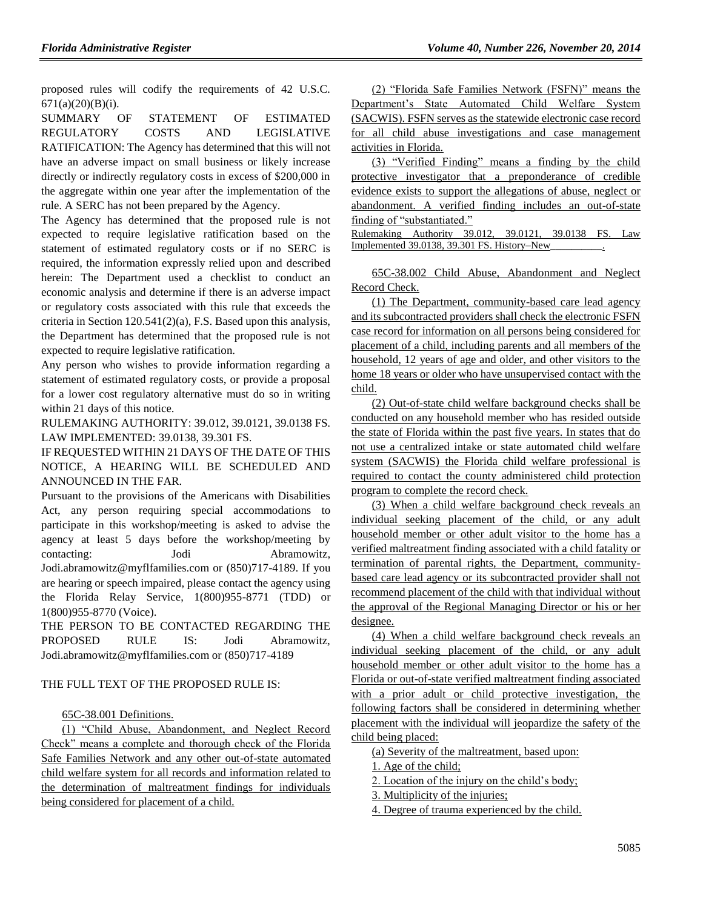proposed rules will codify the requirements of 42 U.S.C. 671(a)(20)(B)(i).

SUMMARY OF STATEMENT OF ESTIMATED REGULATORY COSTS AND LEGISLATIVE RATIFICATION: The Agency has determined that this will not have an adverse impact on small business or likely increase directly or indirectly regulatory costs in excess of $200,000 in the aggregate within one year after the implementation of the rule. A SERC has not been prepared by the Agency.

The Agency has determined that the proposed rule is not expected to require legislative ratification based on the statement of estimated regulatory costs or if no SERC is required, the information expressly relied upon and described herein: The Department used a checklist to conduct an economic analysis and determine if there is an adverse impact or regulatory costs associated with this rule that exceeds the criteria in Section 120.541(2)(a), F.S. Based upon this analysis, the Department has determined that the proposed rule is not expected to require legislative ratification.

Any person who wishes to provide information regarding a statement of estimated regulatory costs, or provide a proposal for a lower cost regulatory alternative must do so in writing within 21 days of this notice.

RULEMAKING AUTHORITY: 39.012, 39.0121, 39.0138 FS.

LAW IMPLEMENTED: 39.0138, 39.301 FS.

IF REQUESTED WITHIN 21 DAYS OF THE DATE OF THIS NOTICE, A HEARING WILL BE SCHEDULED AND ANNOUNCED IN THE FAR.

Pursuant to the provisions of the Americans with Disabilities Act, any person requiring special accommodations to participate in this workshop/meeting is asked to advise the agency at least 5 days before the workshop/meeting by contacting: Jodi Abramowitz, Jodi.abramowitz@myflfamilies.com or (850)717-4189. If you are hearing or speech impaired, please contact the agency using the Florida Relay Service, 1(800)955-8771 (TDD) or 1(800)955-8770 (Voice).

THE PERSON TO BE CONTACTED REGARDING THE PROPOSED RULE IS: Jodi Abramowitz, Jodi.abramowitz@myflfamilies.com or (850)717-4189

THE FULL TEXT OF THE PROPOSED RULE IS:

65C-38.001 Definitions.

(1) "Child Abuse, Abandonment, and Neglect Record Check" means a complete and thorough check of the Florida Safe Families Network and any other out-of-state automated child welfare system for all records and information related to the determination of maltreatment findings for individuals being considered for placement of a child.

(2) "Florida Safe Families Network (FSFN)" means the Department's State Automated Child Welfare System (SACWIS). FSFN serves as the statewide electronic case record for all child abuse investigations and case management activities in Florida.

(3) "Verified Finding" means a finding by the child protective investigator that a preponderance of credible evidence exists to support the allegations of abuse, neglect or abandonment. A verified finding includes an out-of-state finding of "substantiated."

Rulemaking Authority 39.012, 39.0121, 39.0138 FS. Law Implemented 39.0138, 39.301 FS. History–New__________.

65C-38.002 Child Abuse, Abandonment and Neglect Record Check.

(1) The Department, community-based care lead agency and its subcontracted providers shall check the electronic FSFN case record for information on all persons being considered for placement of a child, including parents and all members of the household, 12 years of age and older, and other visitors to the home 18 years or older who have unsupervised contact with the child.

(2) Out-of-state child welfare background checks shall be conducted on any household member who has resided outside the state of Florida within the past five years. In states that do not use a centralized intake or state automated child welfare system (SACWIS) the Florida child welfare professional is required to contact the county administered child protection program to complete the record check.

(3) When a child welfare background check reveals an individual seeking placement of the child, or any adult household member or other adult visitor to the home has a verified maltreatment finding associated with a child fatality or termination of parental rights, the Department, community-based care lead agency or its subcontracted provider shall not recommend placement of the child with that individual without the approval of the Regional Managing Director or his or her designee.

(4) When a child welfare background check reveals an individual seeking placement of the child, or any adult household member or other adult visitor to the home has a Florida or out-of-state verified maltreatment finding associated with a prior adult or child protective investigation, the following factors shall be considered in determining whether placement with the individual will jeopardize the safety of the child being placed:

(a) Severity of the maltreatment, based upon:

1. Age of the child;

2. Location of the injury on the child's body;

3. Multiplicity of the injuries;

4. Degree of trauma experienced by the child.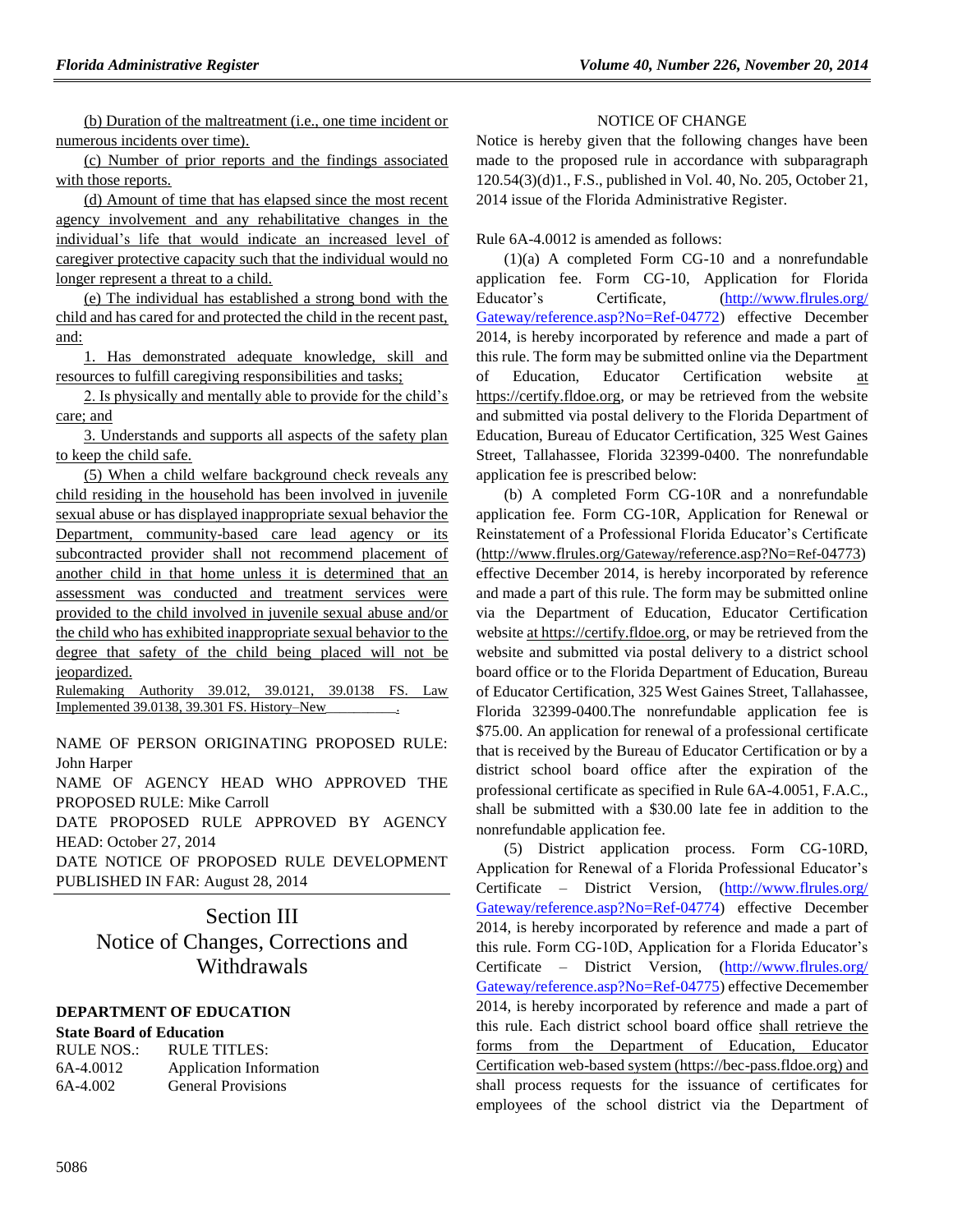(b) Duration of the maltreatment (i.e., one time incident or numerous incidents over time).

(c) Number of prior reports and the findings associated with those reports.

(d) Amount of time that has elapsed since the most recent agency involvement and any rehabilitative changes in the individual's life that would indicate an increased level of caregiver protective capacity such that the individual would no longer represent a threat to a child.

(e) The individual has established a strong bond with the child and has cared for and protected the child in the recent past, and:

1. Has demonstrated adequate knowledge, skill and resources to fulfill caregiving responsibilities and tasks;

2. Is physically and mentally able to provide for the child's care; and

3. Understands and supports all aspects of the safety plan to keep the child safe.

(5) When a child welfare background check reveals any child residing in the household has been involved in juvenile sexual abuse or has displayed inappropriate sexual behavior the Department, community-based care lead agency or its subcontracted provider shall not recommend placement of another child in that home unless it is determined that an assessment was conducted and treatment services were provided to the child involved in juvenile sexual abuse and/or the child who has exhibited inappropriate sexual behavior to the degree that safety of the child being placed will not be jeopardized.

Rulemaking Authority 39.012, 39.0121, 39.0138 FS. Law Implemented 39.0138, 39.301 FS. History–New__________.

NAME OF PERSON ORIGINATING PROPOSED RULE: John Harper

NAME OF AGENCY HEAD WHO APPROVED THE PROPOSED RULE: Mike Carroll

DATE PROPOSED RULE APPROVED BY AGENCY HEAD: October 27, 2014

DATE NOTICE OF PROPOSED RULE DEVELOPMENT PUBLISHED IN FAR: August 28, 2014

# Section III
# Notice of Changes, Corrections and Withdrawals

## DEPARTMENT OF EDUCATION

### State Board of Education

| RULE NOS.: | RULE TITLES: |
|---|---|
| 6A-4.0012 | Application Information |
| 6A-4.002 | General Provisions |

NOTICE OF CHANGE

Notice is hereby given that the following changes have been made to the proposed rule in accordance with subparagraph 120.54(3)(d)1., F.S., published in Vol. 40, No. 205, October 21, 2014 issue of the Florida Administrative Register.

Rule 6A-4.0012 is amended as follows:

(1)(a) A completed Form CG-10 and a nonrefundable application fee. Form CG-10, Application for Florida Educator's Certificate, (http://www.flrules.org/Gateway/reference.asp?No=Ref-04772) effective December 2014, is hereby incorporated by reference and made a part of this rule. The form may be submitted online via the Department of Education, Educator Certification website at https://certify.fldoe.org, or may be retrieved from the website and submitted via postal delivery to the Florida Department of Education, Bureau of Educator Certification, 325 West Gaines Street, Tallahassee, Florida 32399-0400. The nonrefundable application fee is prescribed below:

(b) A completed Form CG-10R and a nonrefundable application fee. Form CG-10R, Application for Renewal or Reinstatement of a Professional Florida Educator's Certificate (http://www.flrules.org/Gateway/reference.asp?No=Ref-04773) effective December 2014, is hereby incorporated by reference and made a part of this rule. The form may be submitted online via the Department of Education, Educator Certification website at https://certify.fldoe.org, or may be retrieved from the website and submitted via postal delivery to a district school board office or to the Florida Department of Education, Bureau of Educator Certification, 325 West Gaines Street, Tallahassee, Florida 32399-0400.The nonrefundable application fee is $75.00. An application for renewal of a professional certificate that is received by the Bureau of Educator Certification or by a district school board office after the expiration of the professional certificate as specified in Rule 6A-4.0051, F.A.C., shall be submitted with a $30.00 late fee in addition to the nonrefundable application fee.

(5) District application process. Form CG-10RD, Application for Renewal of a Florida Professional Educator's Certificate – District Version, (http://www.flrules.org/Gateway/reference.asp?No=Ref-04774) effective December 2014, is hereby incorporated by reference and made a part of this rule. Form CG-10D, Application for a Florida Educator's Certificate – District Version, (http://www.flrules.org/Gateway/reference.asp?No=Ref-04775) effective Decemember 2014, is hereby incorporated by reference and made a part of this rule. Each district school board office shall retrieve the forms from the Department of Education, Educator Certification web-based system (https://bec-pass.fldoe.org) and shall process requests for the issuance of certificates for employees of the school district via the Department of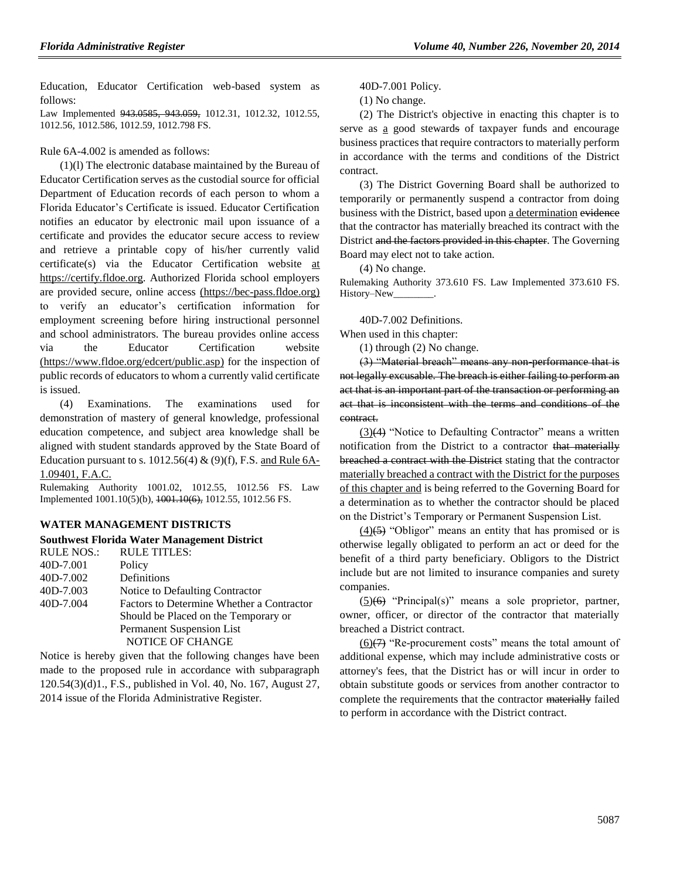Education, Educator Certification web-based system as follows:

Law Implemented ~~943.0585, 943.059,~~ 1012.31, 1012.32, 1012.55, 1012.56, 1012.586, 1012.59, 1012.798 FS.

Rule 6A-4.002 is amended as follows:

(1)(l) The electronic database maintained by the Bureau of Educator Certification serves as the custodial source for official Department of Education records of each person to whom a Florida Educator's Certificate is issued. Educator Certification notifies an educator by electronic mail upon issuance of a certificate and provides the educator secure access to review and retrieve a printable copy of his/her currently valid certificate(s) via the Educator Certification website at https://certify.fldoe.org. Authorized Florida school employers are provided secure, online access (https://bec-pass.fldoe.org) to verify an educator's certification information for employment screening before hiring instructional personnel and school administrators. The bureau provides online access via the Educator Certification website (https://www.fldoe.org/edcert/public.asp) for the inspection of public records of educators to whom a currently valid certificate is issued.

(4) Examinations. The examinations used for demonstration of mastery of general knowledge, professional education competence, and subject area knowledge shall be aligned with student standards approved by the State Board of Education pursuant to s. 1012.56(4) & (9)(f), F.S. and Rule 6A-1.09401, F.A.C.

Rulemaking Authority 1001.02, 1012.55, 1012.56 FS. Law Implemented 1001.10(5)(b), ~~1001.10(6),~~ 1012.55, 1012.56 FS.

## WATER MANAGEMENT DISTRICTS

### Southwest Florida Water Management District

| RULE NOS.: | RULE TITLES: |
|---|---|
| 40D-7.001 | Policy |
| 40D-7.002 | Definitions |
| 40D-7.003 | Notice to Defaulting Contractor |
| 40D-7.004 | Factors to Determine Whether a Contractor Should be Placed on the Temporary or Permanent Suspension List |

NOTICE OF CHANGE

Notice is hereby given that the following changes have been made to the proposed rule in accordance with subparagraph 120.54(3)(d)1., F.S., published in Vol. 40, No. 167, August 27, 2014 issue of the Florida Administrative Register.

40D-7.001 Policy.

(1) No change.

(2) The District's objective in enacting this chapter is to serve as a good steward~~s~~ of taxpayer funds and encourage business practices that require contractors to materially perform in accordance with the terms and conditions of the District contract.

(3) The District Governing Board shall be authorized to temporarily or permanently suspend a contractor from doing business with the District, based upon a determination ~~evidence~~ that the contractor has materially breached its contract with the District ~~and the factors provided in this chapter~~. The Governing Board may elect not to take action.

(4) No change.

Rulemaking Authority 373.610 FS. Law Implemented 373.610 FS. History–New________.

40D-7.002 Definitions.

When used in this chapter:

(1) through (2) No change.

~~(3) "Material breach" means any non-performance that is not legally excusable. The breach is either failing to perform an act that is an important part of the transaction or performing an act that is inconsistent with the terms and conditions of the contract.~~

(3)~~(4)~~ "Notice to Defaulting Contractor" means a written notification from the District to a contractor ~~that materially breached a contract with the District~~ stating that the contractor materially breached a contract with the District for the purposes of this chapter and is being referred to the Governing Board for a determination as to whether the contractor should be placed on the District's Temporary or Permanent Suspension List.

(4)~~(5)~~ "Obligor" means an entity that has promised or is otherwise legally obligated to perform an act or deed for the benefit of a third party beneficiary. Obligors to the District include but are not limited to insurance companies and surety companies.

(5)~~(6)~~ "Principal(s)" means a sole proprietor, partner, owner, officer, or director of the contractor that materially breached a District contract.

(6)~~(7)~~ "Re-procurement costs" means the total amount of additional expense, which may include administrative costs or attorney's fees, that the District has or will incur in order to obtain substitute goods or services from another contractor to complete the requirements that the contractor ~~materially~~ failed to perform in accordance with the District contract.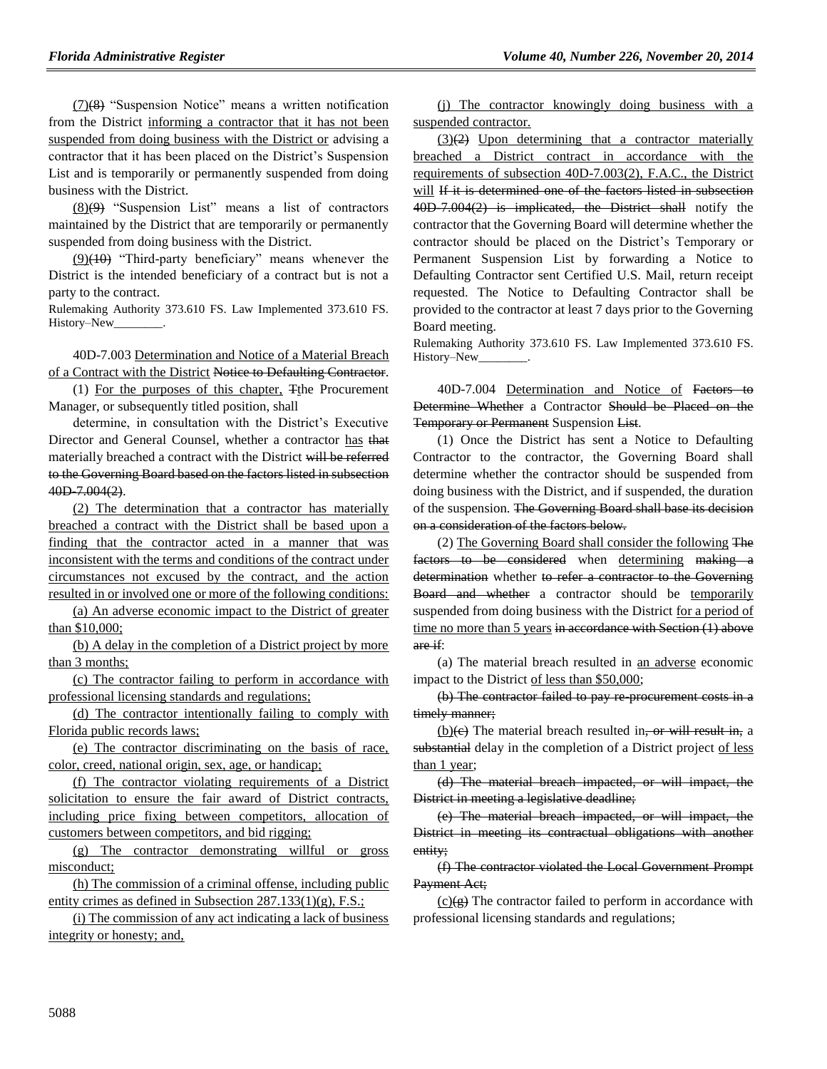(7)~~(8)~~ "Suspension Notice" means a written notification from the District informing a contractor that it has not been suspended from doing business with the District or advising a contractor that it has been placed on the District's Suspension List and is temporarily or permanently suspended from doing business with the District.

(8)~~(9)~~ "Suspension List" means a list of contractors maintained by the District that are temporarily or permanently suspended from doing business with the District.

(9)~~(10)~~ "Third-party beneficiary" means whenever the District is the intended beneficiary of a contract but is not a party to the contract.

Rulemaking Authority 373.610 FS. Law Implemented 373.610 FS. History–New________.

40D-7.003 Determination and Notice of a Material Breach of a Contract with the District ~~Notice to Defaulting Contractor~~.

(1) For the purposes of this chapter, ~~T~~the Procurement Manager, or subsequently titled position, shall determine, in consultation with the District's Executive Director and General Counsel, whether a contractor has ~~that~~ materially breached a contract with the District ~~will be referred to the Governing Board based on the factors listed in subsection 40D-7.004(2)~~.

(2) The determination that a contractor has materially breached a contract with the District shall be based upon a finding that the contractor acted in a manner that was inconsistent with the terms and conditions of the contract under circumstances not excused by the contract, and the action resulted in or involved one or more of the following conditions:

(a) An adverse economic impact to the District of greater than $10,000;

(b) A delay in the completion of a District project by more than 3 months;

(c) The contractor failing to perform in accordance with professional licensing standards and regulations;

(d) The contractor intentionally failing to comply with Florida public records laws;

(e) The contractor discriminating on the basis of race, color, creed, national origin, sex, age, or handicap;

(f) The contractor violating requirements of a District solicitation to ensure the fair award of District contracts, including price fixing between competitors, allocation of customers between competitors, and bid rigging;

(g) The contractor demonstrating willful or gross misconduct;

(h) The commission of a criminal offense, including public entity crimes as defined in Subsection 287.133(1)(g), F.S.;

(i) The commission of any act indicating a lack of business integrity or honesty; and,

(j) The contractor knowingly doing business with a suspended contractor.

(3)~~(2)~~ Upon determining that a contractor materially breached a District contract in accordance with the requirements of subsection 40D-7.003(2), F.A.C., the District will ~~If it is determined one of the factors listed in subsection 40D-7.004(2) is implicated, the District shall~~ notify the contractor that the Governing Board will determine whether the contractor should be placed on the District's Temporary or Permanent Suspension List by forwarding a Notice to Defaulting Contractor sent Certified U.S. Mail, return receipt requested. The Notice to Defaulting Contractor shall be provided to the contractor at least 7 days prior to the Governing Board meeting.

Rulemaking Authority 373.610 FS. Law Implemented 373.610 FS. History–New________.

40D-7.004 Determination and Notice of ~~Factors to Determine Whether~~ a Contractor ~~Should be Placed on the Temporary or Permanent~~ Suspension ~~List~~.

(1) Once the District has sent a Notice to Defaulting Contractor to the contractor, the Governing Board shall determine whether the contractor should be suspended from doing business with the District, and if suspended, the duration of the suspension. ~~The Governing Board shall base its decision on a consideration of the factors below.~~

(2) The Governing Board shall consider the following ~~The factors to be considered~~ when determining ~~making a determination~~ whether ~~to refer a contractor to the Governing Board and whether~~ a contractor should be temporarily suspended from doing business with the District for a period of time no more than 5 years ~~in accordance with Section (1) above are if~~:

(a) The material breach resulted in an adverse economic impact to the District of less than $50,000;

~~(b) The contractor failed to pay re-procurement costs in a timely manner;~~

(b)~~(c)~~ The material breach resulted in~~, or will result in,~~ a ~~substantial~~ delay in the completion of a District project of less than 1 year;

~~(d) The material breach impacted, or will impact, the District in meeting a legislative deadline;~~

~~(e) The material breach impacted, or will impact, the District in meeting its contractual obligations with another entity;~~

~~(f) The contractor violated the Local Government Prompt Payment Act;~~

(c)~~(g)~~ The contractor failed to perform in accordance with professional licensing standards and regulations;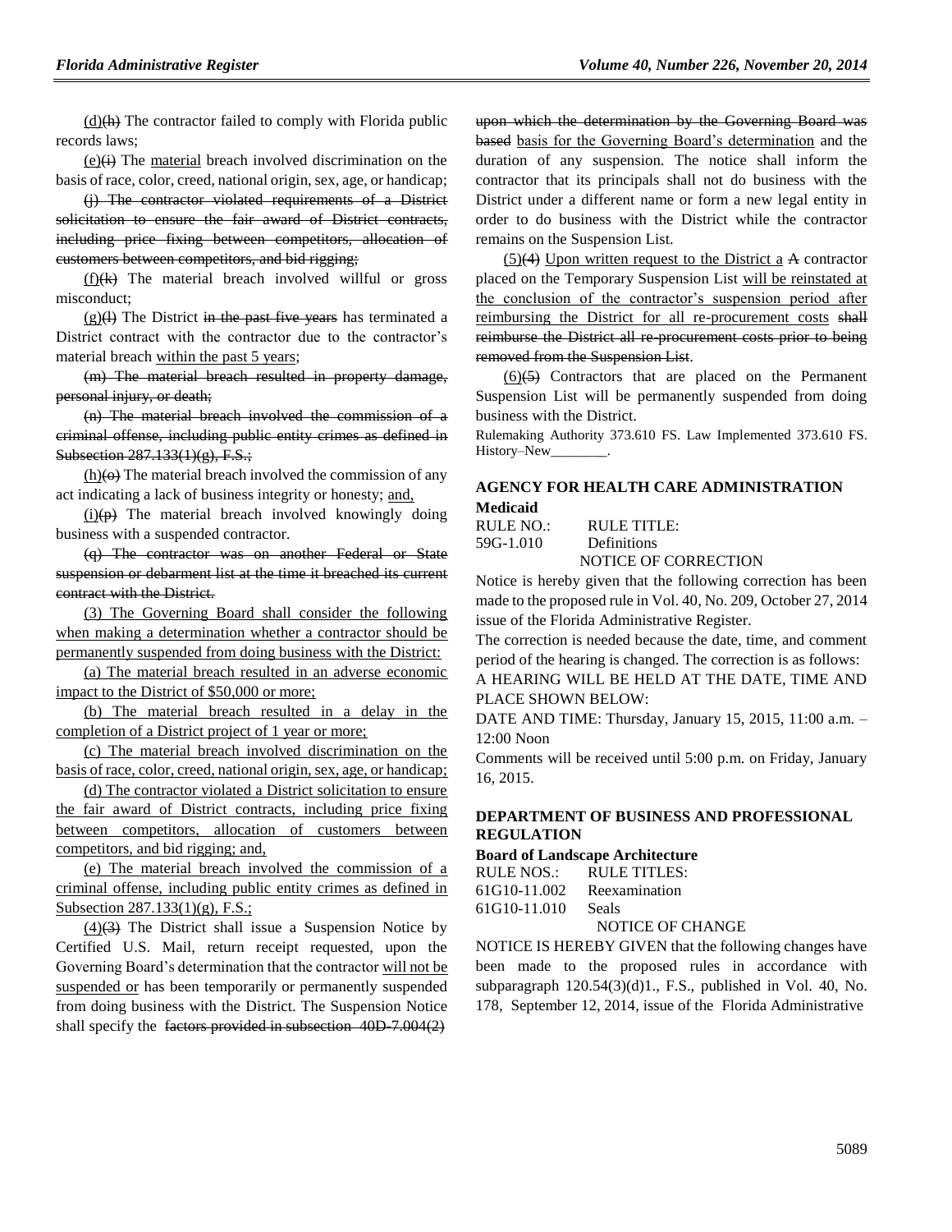(d)~~(h)~~ The contractor failed to comply with Florida public records laws;

(e)~~(i)~~ The <u>material</u> breach involved discrimination on the basis of race, color, creed, national origin, sex, age, or handicap;

~~(j) The contractor violated requirements of a District solicitation to ensure the fair award of District contracts, including price fixing between competitors, allocation of customers between competitors, and bid rigging;~~

(f)~~(k)~~ The material breach involved willful or gross misconduct;

(g)~~(l)~~ The District ~~in the past five years~~ has terminated a District contract with the contractor due to the contractor's material breach <u>within the past 5 years</u>;

~~(m) The material breach resulted in property damage, personal injury, or death;~~

~~(n) The material breach involved the commission of a criminal offense, including public entity crimes as defined in Subsection 287.133(1)(g), F.S.;~~

(h)~~(o)~~ The material breach involved the commission of any act indicating a lack of business integrity or honesty; <u>and,</u>

(i)~~(p)~~ The material breach involved knowingly doing business with a suspended contractor.

~~(q) The contractor was on another Federal or State suspension or debarment list at the time it breached its current contract with the District.~~

<u>(3) The Governing Board shall consider the following when making a determination whether a contractor should be permanently suspended from doing business with the District:</u>

<u>(a) The material breach resulted in an adverse economic impact to the District of $50,000 or more;</u>

<u>(b) The material breach resulted in a delay in the completion of a District project of 1 year or more;</u>

<u>(c) The material breach involved discrimination on the basis of race, color, creed, national origin, sex, age, or handicap;</u>

<u>(d) The contractor violated a District solicitation to ensure the fair award of District contracts, including price fixing between competitors, allocation of customers between competitors, and bid rigging; and,</u>

<u>(e) The material breach involved the commission of a criminal offense, including public entity crimes as defined in Subsection 287.133(1)(g), F.S.;</u>

<u>(4)</u>~~(3)~~ The District shall issue a Suspension Notice by Certified U.S. Mail, return receipt requested, upon the Governing Board's determination that the contractor <u>will not be suspended or</u> has been temporarily or permanently suspended from doing business with the District. The Suspension Notice shall specify the ~~factors provided in subsection 40D-7.004(2) upon which the determination by the Governing Board was based~~ <u>basis for the Governing Board's determination</u> and the duration of any suspension. The notice shall inform the contractor that its principals shall not do business with the District under a different name or form a new legal entity in order to do business with the District while the contractor remains on the Suspension List.

<u>(5)</u>~~(4)~~ <u>Upon written request to the District a</u> ~~A~~ contractor placed on the Temporary Suspension List <u>will be reinstated at the conclusion of the contractor's suspension period after reimbursing the District for all re-procurement costs</u> ~~shall reimburse the District all re-procurement costs prior to being removed from the Suspension List~~.

<u>(6)</u>~~(5)~~ Contractors that are placed on the Permanent Suspension List will be permanently suspended from doing business with the District.

Rulemaking Authority 373.610 FS. Law Implemented 373.610 FS. History–New________.

## AGENCY FOR HEALTH CARE ADMINISTRATION

### Medicaid

RULE NO.: RULE TITLE:

59G-1.010 Definitions

NOTICE OF CORRECTION

Notice is hereby given that the following correction has been made to the proposed rule in Vol. 40, No. 209, October 27, 2014 issue of the Florida Administrative Register.

The correction is needed because the date, time, and comment period of the hearing is changed. The correction is as follows:

A HEARING WILL BE HELD AT THE DATE, TIME AND PLACE SHOWN BELOW:

DATE AND TIME: Thursday, January 15, 2015, 11:00 a.m. – 12:00 Noon

Comments will be received until 5:00 p.m. on Friday, January 16, 2015.

## DEPARTMENT OF BUSINESS AND PROFESSIONAL REGULATION

### Board of Landscape Architecture

RULE NOS.: RULE TITLES:

61G10-11.002 Reexamination

61G10-11.010 Seals

NOTICE OF CHANGE

NOTICE IS HEREBY GIVEN that the following changes have been made to the proposed rules in accordance with subparagraph 120.54(3)(d)1., F.S., published in Vol. 40, No. 178, September 12, 2014, issue of the Florida Administrative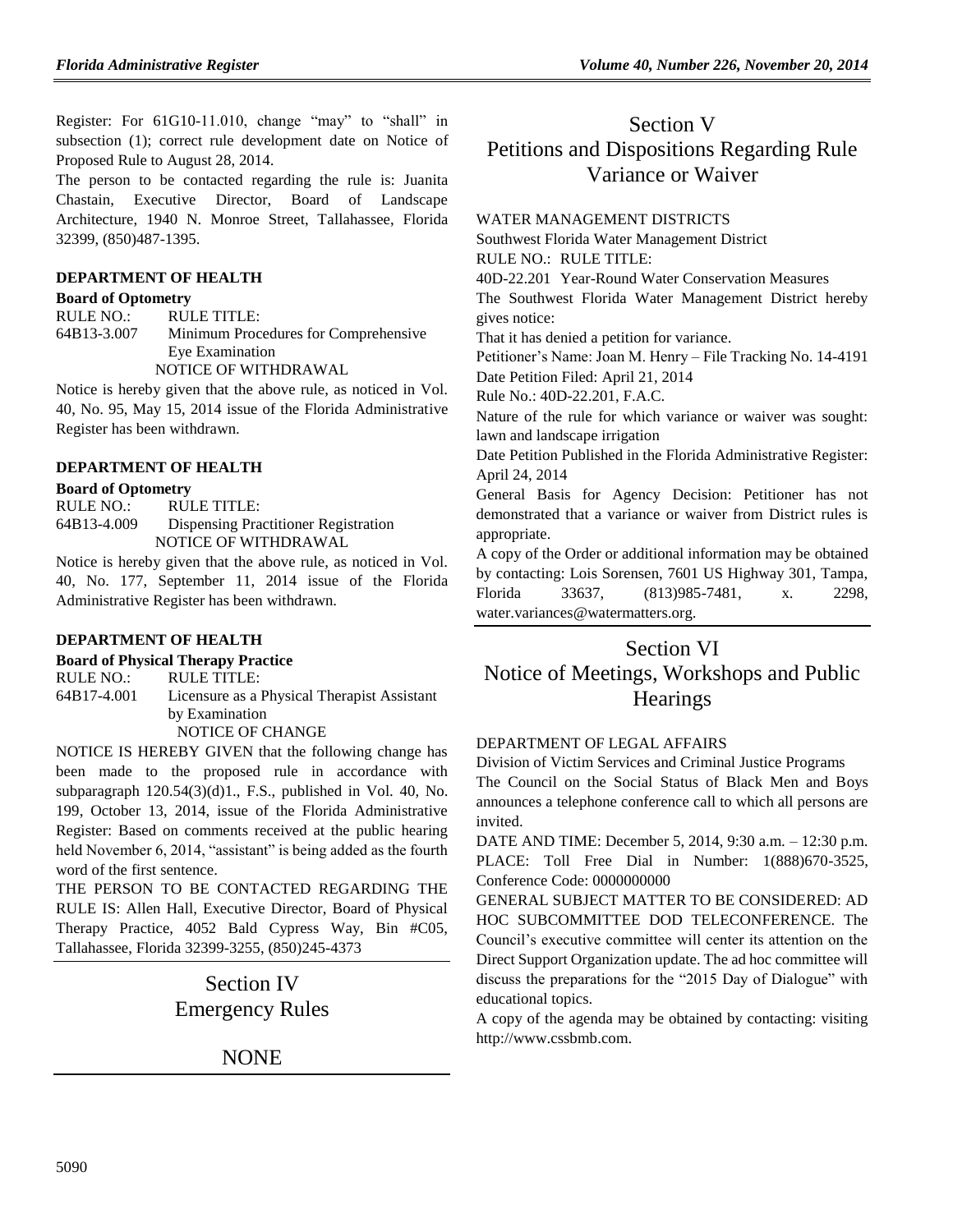Register: For 61G10-11.010, change "may" to "shall" in subsection (1); correct rule development date on Notice of Proposed Rule to August 28, 2014.

The person to be contacted regarding the rule is: Juanita Chastain, Executive Director, Board of Landscape Architecture, 1940 N. Monroe Street, Tallahassee, Florida 32399, (850)487-1395.

**DEPARTMENT OF HEALTH**

**Board of Optometry**

RULE NO.: RULE TITLE:

64B13-3.007 Minimum Procedures for Comprehensive Eye Examination

NOTICE OF WITHDRAWAL

Notice is hereby given that the above rule, as noticed in Vol. 40, No. 95, May 15, 2014 issue of the Florida Administrative Register has been withdrawn.

**DEPARTMENT OF HEALTH**

**Board of Optometry**

RULE NO.: RULE TITLE:

64B13-4.009 Dispensing Practitioner Registration

NOTICE OF WITHDRAWAL

Notice is hereby given that the above rule, as noticed in Vol. 40, No. 177, September 11, 2014 issue of the Florida Administrative Register has been withdrawn.

**DEPARTMENT OF HEALTH**

**Board of Physical Therapy Practice**

RULE NO.: RULE TITLE:

64B17-4.001 Licensure as a Physical Therapist Assistant by Examination

NOTICE OF CHANGE

NOTICE IS HEREBY GIVEN that the following change has been made to the proposed rule in accordance with subparagraph 120.54(3)(d)1., F.S., published in Vol. 40, No. 199, October 13, 2014, issue of the Florida Administrative Register: Based on comments received at the public hearing held November 6, 2014, "assistant" is being added as the fourth word of the first sentence.

THE PERSON TO BE CONTACTED REGARDING THE RULE IS: Allen Hall, Executive Director, Board of Physical Therapy Practice, 4052 Bald Cypress Way, Bin #C05, Tallahassee, Florida 32399-3255, (850)245-4373

# Section IV Emergency Rules

NONE

# Section V Petitions and Dispositions Regarding Rule Variance or Waiver

WATER MANAGEMENT DISTRICTS

Southwest Florida Water Management District

RULE NO.: RULE TITLE:

40D-22.201 Year-Round Water Conservation Measures

The Southwest Florida Water Management District hereby gives notice:

That it has denied a petition for variance.

Petitioner's Name: Joan M. Henry – File Tracking No. 14-4191

Date Petition Filed: April 21, 2014

Rule No.: 40D-22.201, F.A.C.

Nature of the rule for which variance or waiver was sought: lawn and landscape irrigation

Date Petition Published in the Florida Administrative Register: April 24, 2014

General Basis for Agency Decision: Petitioner has not demonstrated that a variance or waiver from District rules is appropriate.

A copy of the Order or additional information may be obtained by contacting: Lois Sorensen, 7601 US Highway 301, Tampa, Florida 33637, (813)985-7481, x. 2298, water.variances@watermatters.org.

# Section VI Notice of Meetings, Workshops and Public Hearings

DEPARTMENT OF LEGAL AFFAIRS

Division of Victim Services and Criminal Justice Programs

The Council on the Social Status of Black Men and Boys announces a telephone conference call to which all persons are invited.

DATE AND TIME: December 5, 2014, 9:30 a.m. – 12:30 p.m.

PLACE: Toll Free Dial in Number: 1(888)670-3525, Conference Code: 0000000000

GENERAL SUBJECT MATTER TO BE CONSIDERED: AD HOC SUBCOMMITTEE DOD TELECONFERENCE. The Council's executive committee will center its attention on the Direct Support Organization update. The ad hoc committee will discuss the preparations for the "2015 Day of Dialogue" with educational topics.

A copy of the agenda may be obtained by contacting: visiting http://www.cssbmb.com.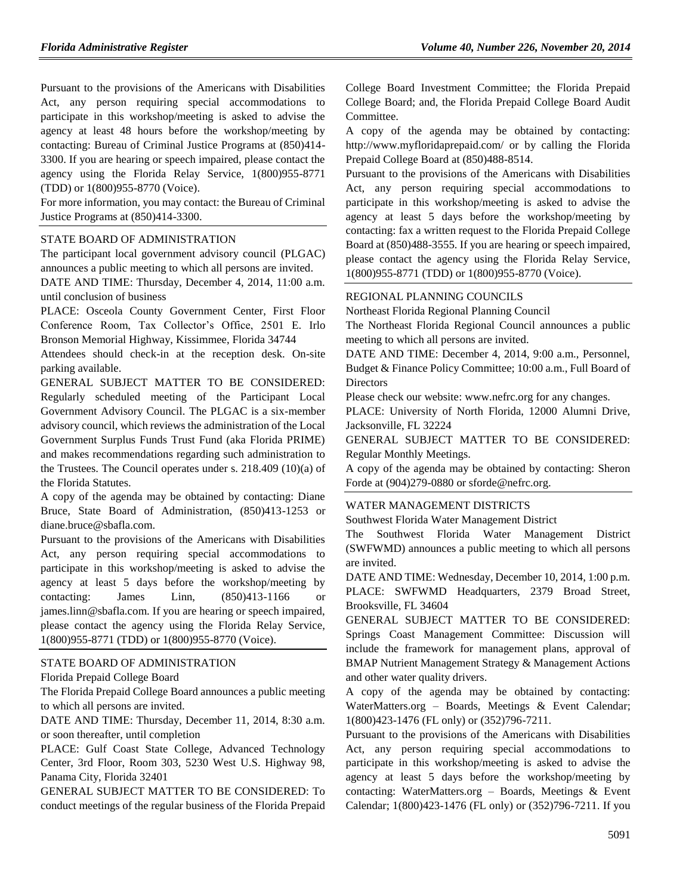Pursuant to the provisions of the Americans with Disabilities Act, any person requiring special accommodations to participate in this workshop/meeting is asked to advise the agency at least 48 hours before the workshop/meeting by contacting: Bureau of Criminal Justice Programs at (850)414-3300. If you are hearing or speech impaired, please contact the agency using the Florida Relay Service, 1(800)955-8771 (TDD) or 1(800)955-8770 (Voice).

For more information, you may contact: the Bureau of Criminal Justice Programs at (850)414-3300.

STATE BOARD OF ADMINISTRATION

The participant local government advisory council (PLGAC) announces a public meeting to which all persons are invited.

DATE AND TIME: Thursday, December 4, 2014, 11:00 a.m. until conclusion of business

PLACE: Osceola County Government Center, First Floor Conference Room, Tax Collector's Office, 2501 E. Irlo Bronson Memorial Highway, Kissimmee, Florida 34744

Attendees should check-in at the reception desk. On-site parking available.

GENERAL SUBJECT MATTER TO BE CONSIDERED: Regularly scheduled meeting of the Participant Local Government Advisory Council. The PLGAC is a six-member advisory council, which reviews the administration of the Local Government Surplus Funds Trust Fund (aka Florida PRIME) and makes recommendations regarding such administration to the Trustees. The Council operates under s. 218.409 (10)(a) of the Florida Statutes.

A copy of the agenda may be obtained by contacting: Diane Bruce, State Board of Administration, (850)413-1253 or diane.bruce@sbafla.com.

Pursuant to the provisions of the Americans with Disabilities Act, any person requiring special accommodations to participate in this workshop/meeting is asked to advise the agency at least 5 days before the workshop/meeting by contacting: James Linn, (850)413-1166 or james.linn@sbafla.com. If you are hearing or speech impaired, please contact the agency using the Florida Relay Service, 1(800)955-8771 (TDD) or 1(800)955-8770 (Voice).

STATE BOARD OF ADMINISTRATION

Florida Prepaid College Board

The Florida Prepaid College Board announces a public meeting to which all persons are invited.

DATE AND TIME: Thursday, December 11, 2014, 8:30 a.m. or soon thereafter, until completion

PLACE: Gulf Coast State College, Advanced Technology Center, 3rd Floor, Room 303, 5230 West U.S. Highway 98, Panama City, Florida 32401

GENERAL SUBJECT MATTER TO BE CONSIDERED: To conduct meetings of the regular business of the Florida Prepaid College Board Investment Committee; the Florida Prepaid College Board; and, the Florida Prepaid College Board Audit Committee.

A copy of the agenda may be obtained by contacting: http://www.myfloridaprepaid.com/ or by calling the Florida Prepaid College Board at (850)488-8514.

Pursuant to the provisions of the Americans with Disabilities Act, any person requiring special accommodations to participate in this workshop/meeting is asked to advise the agency at least 5 days before the workshop/meeting by contacting: fax a written request to the Florida Prepaid College Board at (850)488-3555. If you are hearing or speech impaired, please contact the agency using the Florida Relay Service, 1(800)955-8771 (TDD) or 1(800)955-8770 (Voice).

REGIONAL PLANNING COUNCILS

Northeast Florida Regional Planning Council

The Northeast Florida Regional Council announces a public meeting to which all persons are invited.

DATE AND TIME: December 4, 2014, 9:00 a.m., Personnel, Budget & Finance Policy Committee; 10:00 a.m., Full Board of Directors

Please check our website: www.nefrc.org for any changes.

PLACE: University of North Florida, 12000 Alumni Drive, Jacksonville, FL 32224

GENERAL SUBJECT MATTER TO BE CONSIDERED: Regular Monthly Meetings.

A copy of the agenda may be obtained by contacting: Sheron Forde at (904)279-0880 or sforde@nefrc.org.

WATER MANAGEMENT DISTRICTS

Southwest Florida Water Management District

The Southwest Florida Water Management District (SWFWMD) announces a public meeting to which all persons are invited.

DATE AND TIME: Wednesday, December 10, 2014, 1:00 p.m.

PLACE: SWFWMD Headquarters, 2379 Broad Street, Brooksville, FL 34604

GENERAL SUBJECT MATTER TO BE CONSIDERED: Springs Coast Management Committee: Discussion will include the framework for management plans, approval of BMAP Nutrient Management Strategy & Management Actions and other water quality drivers.

A copy of the agenda may be obtained by contacting: WaterMatters.org – Boards, Meetings & Event Calendar; 1(800)423-1476 (FL only) or (352)796-7211.

Pursuant to the provisions of the Americans with Disabilities Act, any person requiring special accommodations to participate in this workshop/meeting is asked to advise the agency at least 5 days before the workshop/meeting by contacting: WaterMatters.org – Boards, Meetings & Event Calendar; 1(800)423-1476 (FL only) or (352)796-7211. If you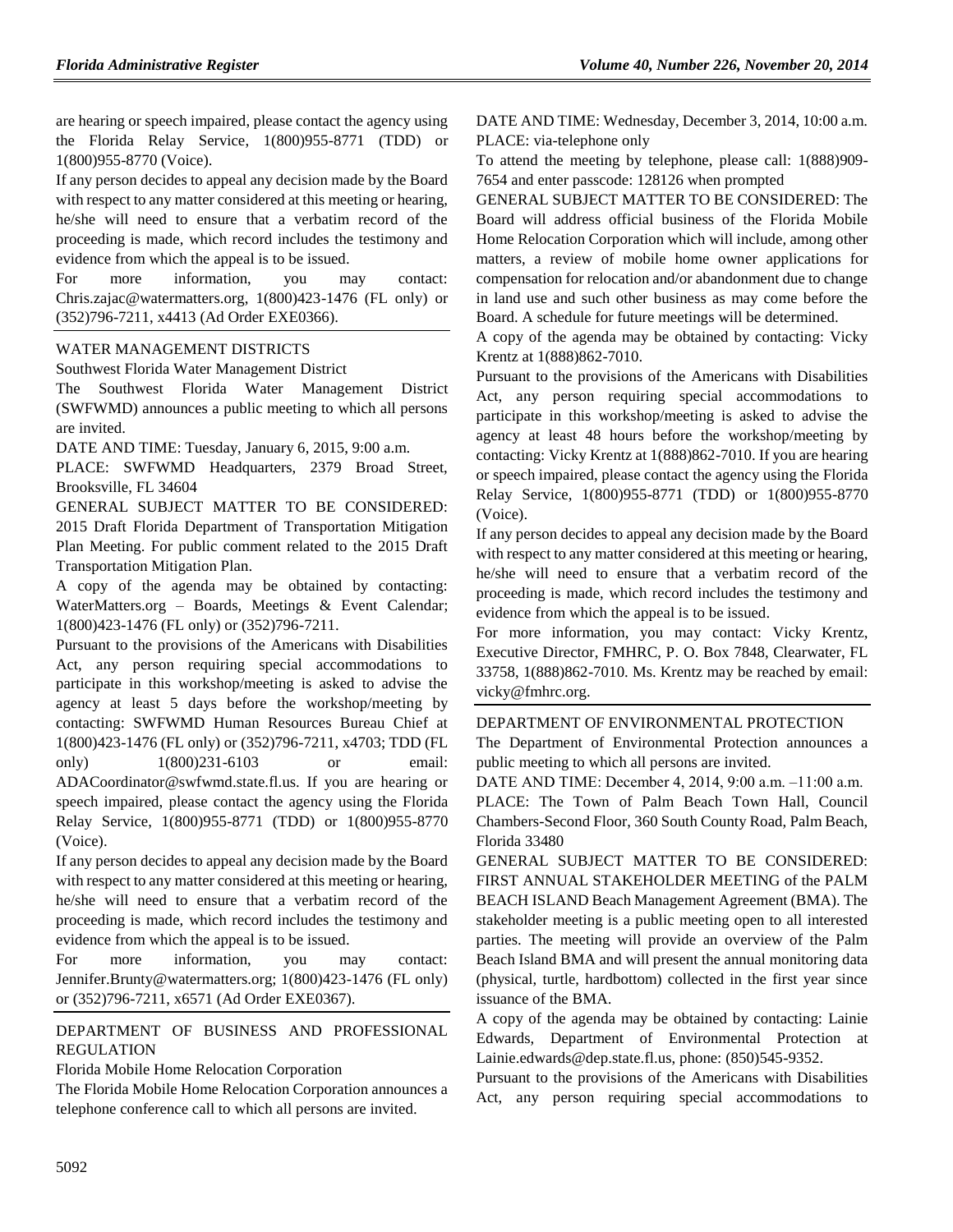are hearing or speech impaired, please contact the agency using the Florida Relay Service, 1(800)955-8771 (TDD) or 1(800)955-8770 (Voice).

If any person decides to appeal any decision made by the Board with respect to any matter considered at this meeting or hearing, he/she will need to ensure that a verbatim record of the proceeding is made, which record includes the testimony and evidence from which the appeal is to be issued.

For more information, you may contact: Chris.zajac@watermatters.org, 1(800)423-1476 (FL only) or (352)796-7211, x4413 (Ad Order EXE0366).

## WATER MANAGEMENT DISTRICTS

Southwest Florida Water Management District

The Southwest Florida Water Management District (SWFWMD) announces a public meeting to which all persons are invited.

DATE AND TIME: Tuesday, January 6, 2015, 9:00 a.m.

PLACE: SWFWMD Headquarters, 2379 Broad Street, Brooksville, FL 34604

GENERAL SUBJECT MATTER TO BE CONSIDERED: 2015 Draft Florida Department of Transportation Mitigation Plan Meeting. For public comment related to the 2015 Draft Transportation Mitigation Plan.

A copy of the agenda may be obtained by contacting: WaterMatters.org – Boards, Meetings & Event Calendar; 1(800)423-1476 (FL only) or (352)796-7211.

Pursuant to the provisions of the Americans with Disabilities Act, any person requiring special accommodations to participate in this workshop/meeting is asked to advise the agency at least 5 days before the workshop/meeting by contacting: SWFWMD Human Resources Bureau Chief at 1(800)423-1476 (FL only) or (352)796-7211, x4703; TDD (FL only) 1(800)231-6103 or email: ADACoordinator@swfwmd.state.fl.us. If you are hearing or speech impaired, please contact the agency using the Florida Relay Service, 1(800)955-8771 (TDD) or 1(800)955-8770 (Voice).

If any person decides to appeal any decision made by the Board with respect to any matter considered at this meeting or hearing, he/she will need to ensure that a verbatim record of the proceeding is made, which record includes the testimony and evidence from which the appeal is to be issued.

For more information, you may contact: Jennifer.Brunty@watermatters.org; 1(800)423-1476 (FL only) or (352)796-7211, x6571 (Ad Order EXE0367).

## DEPARTMENT OF BUSINESS AND PROFESSIONAL REGULATION

Florida Mobile Home Relocation Corporation

The Florida Mobile Home Relocation Corporation announces a telephone conference call to which all persons are invited.

DATE AND TIME: Wednesday, December 3, 2014, 10:00 a.m.

PLACE: via-telephone only

To attend the meeting by telephone, please call: 1(888)909-7654 and enter passcode: 128126 when prompted

GENERAL SUBJECT MATTER TO BE CONSIDERED: The Board will address official business of the Florida Mobile Home Relocation Corporation which will include, among other matters, a review of mobile home owner applications for compensation for relocation and/or abandonment due to change in land use and such other business as may come before the Board. A schedule for future meetings will be determined.

A copy of the agenda may be obtained by contacting: Vicky Krentz at 1(888)862-7010.

Pursuant to the provisions of the Americans with Disabilities Act, any person requiring special accommodations to participate in this workshop/meeting is asked to advise the agency at least 48 hours before the workshop/meeting by contacting: Vicky Krentz at 1(888)862-7010. If you are hearing or speech impaired, please contact the agency using the Florida Relay Service, 1(800)955-8771 (TDD) or 1(800)955-8770 (Voice).

If any person decides to appeal any decision made by the Board with respect to any matter considered at this meeting or hearing, he/she will need to ensure that a verbatim record of the proceeding is made, which record includes the testimony and evidence from which the appeal is to be issued.

For more information, you may contact: Vicky Krentz, Executive Director, FMHRC, P. O. Box 7848, Clearwater, FL 33758, 1(888)862-7010. Ms. Krentz may be reached by email: vicky@fmhrc.org.

## DEPARTMENT OF ENVIRONMENTAL PROTECTION

The Department of Environmental Protection announces a public meeting to which all persons are invited.

DATE AND TIME: December 4, 2014, 9:00 a.m. –11:00 a.m.

PLACE: The Town of Palm Beach Town Hall, Council Chambers-Second Floor, 360 South County Road, Palm Beach, Florida 33480

GENERAL SUBJECT MATTER TO BE CONSIDERED: FIRST ANNUAL STAKEHOLDER MEETING of the PALM BEACH ISLAND Beach Management Agreement (BMA). The stakeholder meeting is a public meeting open to all interested parties. The meeting will provide an overview of the Palm Beach Island BMA and will present the annual monitoring data (physical, turtle, hardbottom) collected in the first year since issuance of the BMA.

A copy of the agenda may be obtained by contacting: Lainie Edwards, Department of Environmental Protection at Lainie.edwards@dep.state.fl.us, phone: (850)545-9352.

Pursuant to the provisions of the Americans with Disabilities Act, any person requiring special accommodations to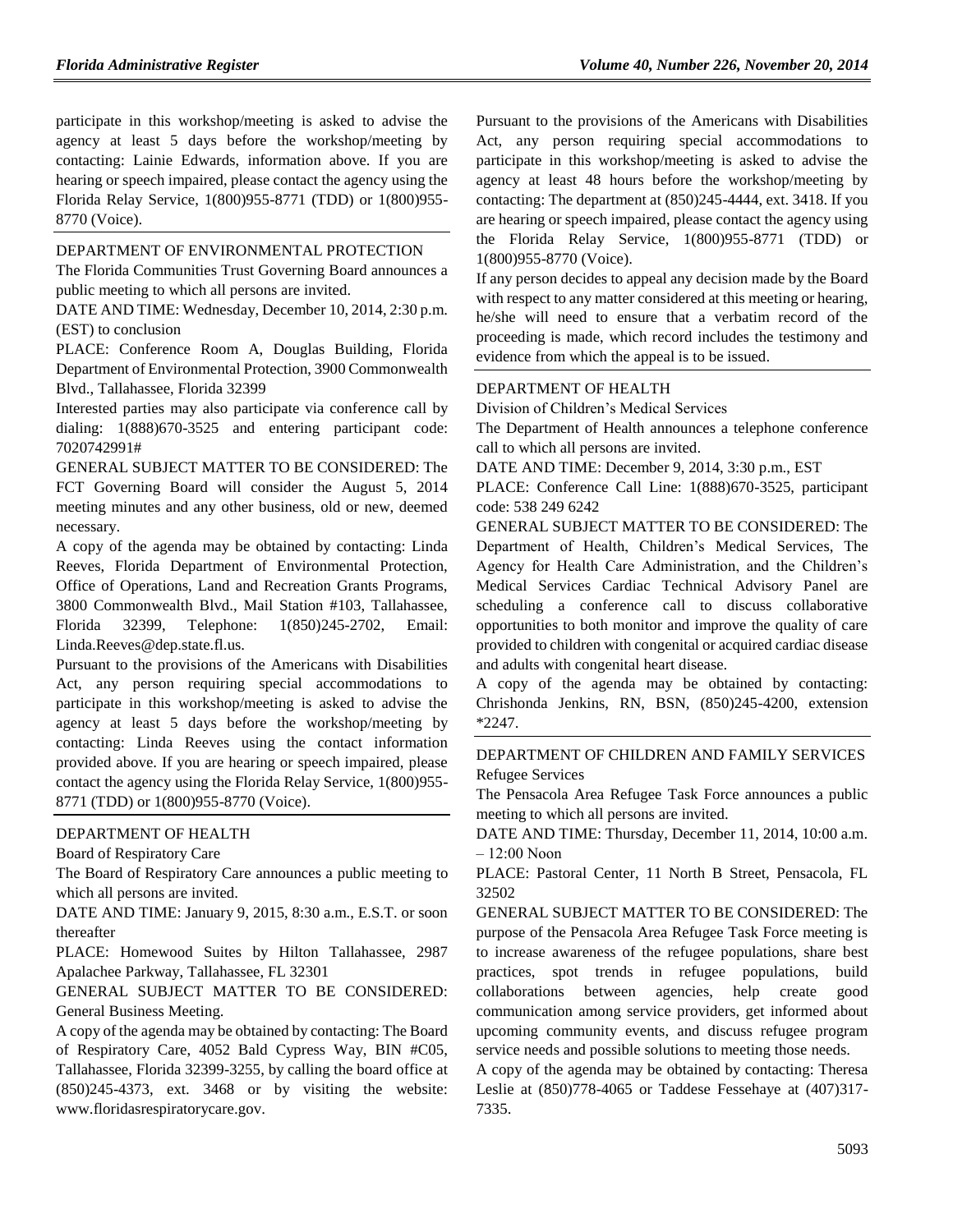participate in this workshop/meeting is asked to advise the agency at least 5 days before the workshop/meeting by contacting: Lainie Edwards, information above. If you are hearing or speech impaired, please contact the agency using the Florida Relay Service, 1(800)955-8771 (TDD) or 1(800)955-8770 (Voice).

DEPARTMENT OF ENVIRONMENTAL PROTECTION

The Florida Communities Trust Governing Board announces a public meeting to which all persons are invited.

DATE AND TIME: Wednesday, December 10, 2014, 2:30 p.m. (EST) to conclusion

PLACE: Conference Room A, Douglas Building, Florida Department of Environmental Protection, 3900 Commonwealth Blvd., Tallahassee, Florida 32399

Interested parties may also participate via conference call by dialing: 1(888)670-3525 and entering participant code: 7020742991#

GENERAL SUBJECT MATTER TO BE CONSIDERED: The FCT Governing Board will consider the August 5, 2014 meeting minutes and any other business, old or new, deemed necessary.

A copy of the agenda may be obtained by contacting: Linda Reeves, Florida Department of Environmental Protection, Office of Operations, Land and Recreation Grants Programs, 3800 Commonwealth Blvd., Mail Station #103, Tallahassee, Florida 32399, Telephone: 1(850)245-2702, Email: Linda.Reeves@dep.state.fl.us.

Pursuant to the provisions of the Americans with Disabilities Act, any person requiring special accommodations to participate in this workshop/meeting is asked to advise the agency at least 5 days before the workshop/meeting by contacting: Linda Reeves using the contact information provided above. If you are hearing or speech impaired, please contact the agency using the Florida Relay Service, 1(800)955-8771 (TDD) or 1(800)955-8770 (Voice).

DEPARTMENT OF HEALTH

Board of Respiratory Care

The Board of Respiratory Care announces a public meeting to which all persons are invited.

DATE AND TIME: January 9, 2015, 8:30 a.m., E.S.T. or soon thereafter

PLACE: Homewood Suites by Hilton Tallahassee, 2987 Apalachee Parkway, Tallahassee, FL 32301

GENERAL SUBJECT MATTER TO BE CONSIDERED: General Business Meeting.

A copy of the agenda may be obtained by contacting: The Board of Respiratory Care, 4052 Bald Cypress Way, BIN #C05, Tallahassee, Florida 32399-3255, by calling the board office at (850)245-4373, ext. 3468 or by visiting the website: www.floridasrespiratorycare.gov.

Pursuant to the provisions of the Americans with Disabilities Act, any person requiring special accommodations to participate in this workshop/meeting is asked to advise the agency at least 48 hours before the workshop/meeting by contacting: The department at (850)245-4444, ext. 3418. If you are hearing or speech impaired, please contact the agency using the Florida Relay Service, 1(800)955-8771 (TDD) or 1(800)955-8770 (Voice).

If any person decides to appeal any decision made by the Board with respect to any matter considered at this meeting or hearing, he/she will need to ensure that a verbatim record of the proceeding is made, which record includes the testimony and evidence from which the appeal is to be issued.

DEPARTMENT OF HEALTH

Division of Children's Medical Services

The Department of Health announces a telephone conference call to which all persons are invited.

DATE AND TIME: December 9, 2014, 3:30 p.m., EST

PLACE: Conference Call Line: 1(888)670-3525, participant code: 538 249 6242

GENERAL SUBJECT MATTER TO BE CONSIDERED: The Department of Health, Children's Medical Services, The Agency for Health Care Administration, and the Children's Medical Services Cardiac Technical Advisory Panel are scheduling a conference call to discuss collaborative opportunities to both monitor and improve the quality of care provided to children with congenital or acquired cardiac disease and adults with congenital heart disease.

A copy of the agenda may be obtained by contacting: Chrishonda Jenkins, RN, BSN, (850)245-4200, extension *2247.

DEPARTMENT OF CHILDREN AND FAMILY SERVICES

Refugee Services

The Pensacola Area Refugee Task Force announces a public meeting to which all persons are invited.

DATE AND TIME: Thursday, December 11, 2014, 10:00 a.m. – 12:00 Noon

PLACE: Pastoral Center, 11 North B Street, Pensacola, FL 32502

GENERAL SUBJECT MATTER TO BE CONSIDERED: The purpose of the Pensacola Area Refugee Task Force meeting is to increase awareness of the refugee populations, share best practices, spot trends in refugee populations, build collaborations between agencies, help create good communication among service providers, get informed about upcoming community events, and discuss refugee program service needs and possible solutions to meeting those needs.

A copy of the agenda may be obtained by contacting: Theresa Leslie at (850)778-4065 or Taddese Fessehaye at (407)317-7335.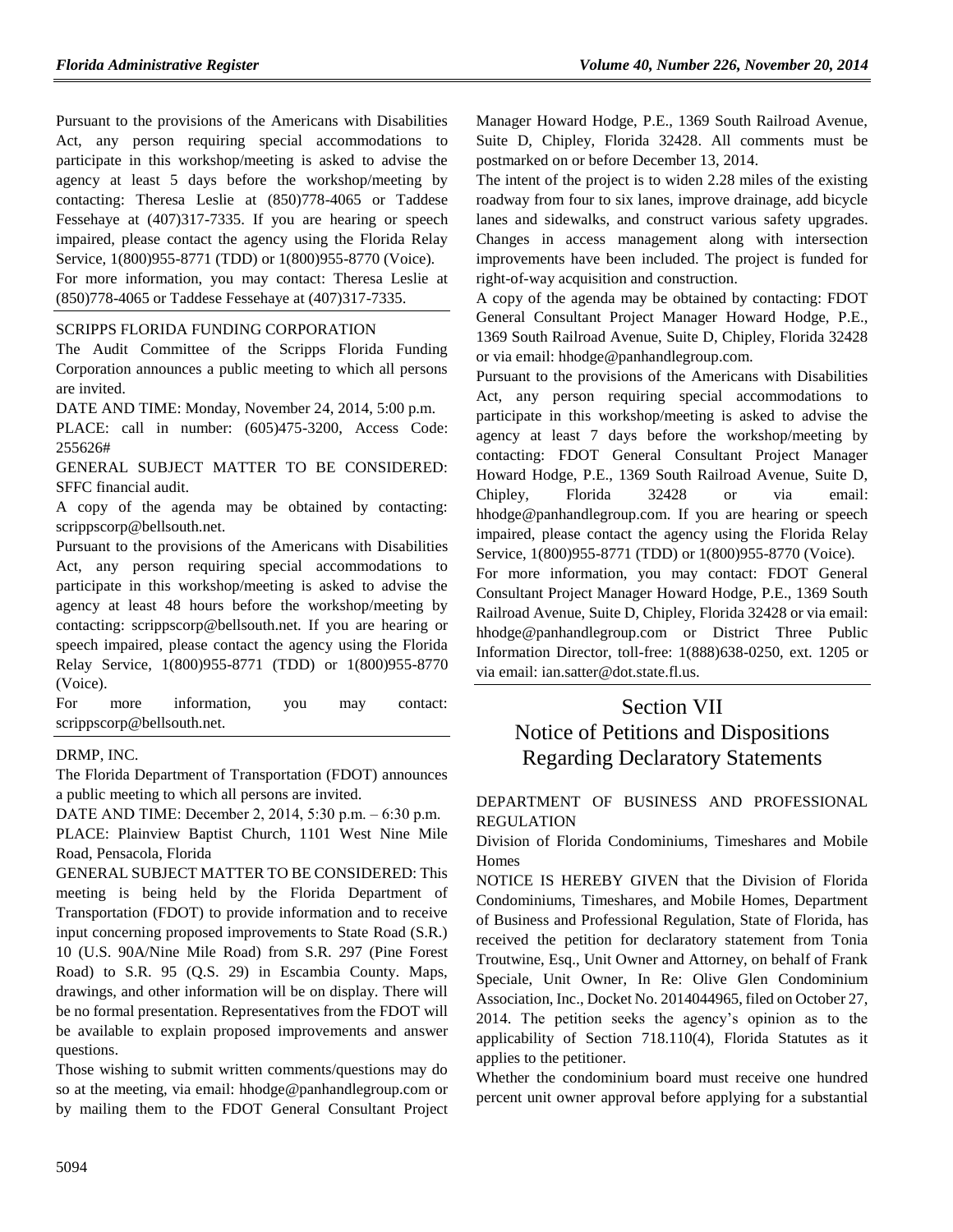Pursuant to the provisions of the Americans with Disabilities Act, any person requiring special accommodations to participate in this workshop/meeting is asked to advise the agency at least 5 days before the workshop/meeting by contacting: Theresa Leslie at (850)778-4065 or Taddese Fessehaye at (407)317-7335. If you are hearing or speech impaired, please contact the agency using the Florida Relay Service, 1(800)955-8771 (TDD) or 1(800)955-8770 (Voice).

For more information, you may contact: Theresa Leslie at (850)778-4065 or Taddese Fessehaye at (407)317-7335.

SCRIPPS FLORIDA FUNDING CORPORATION

The Audit Committee of the Scripps Florida Funding Corporation announces a public meeting to which all persons are invited.

DATE AND TIME: Monday, November 24, 2014, 5:00 p.m.

PLACE: call in number: (605)475-3200, Access Code: 255626#

GENERAL SUBJECT MATTER TO BE CONSIDERED: SFFC financial audit.

A copy of the agenda may be obtained by contacting: scrippscorp@bellsouth.net.

Pursuant to the provisions of the Americans with Disabilities Act, any person requiring special accommodations to participate in this workshop/meeting is asked to advise the agency at least 48 hours before the workshop/meeting by contacting: scrippscorp@bellsouth.net. If you are hearing or speech impaired, please contact the agency using the Florida Relay Service, 1(800)955-8771 (TDD) or 1(800)955-8770 (Voice).

For more information, you may contact: scrippscorp@bellsouth.net.

DRMP, INC.

The Florida Department of Transportation (FDOT) announces a public meeting to which all persons are invited.

DATE AND TIME: December 2, 2014, 5:30 p.m. – 6:30 p.m.

PLACE: Plainview Baptist Church, 1101 West Nine Mile Road, Pensacola, Florida

GENERAL SUBJECT MATTER TO BE CONSIDERED: This meeting is being held by the Florida Department of Transportation (FDOT) to provide information and to receive input concerning proposed improvements to State Road (S.R.) 10 (U.S. 90A/Nine Mile Road) from S.R. 297 (Pine Forest Road) to S.R. 95 (Q.S. 29) in Escambia County. Maps, drawings, and other information will be on display. There will be no formal presentation. Representatives from the FDOT will be available to explain proposed improvements and answer questions.

Those wishing to submit written comments/questions may do so at the meeting, via email: hhodge@panhandlegroup.com or by mailing them to the FDOT General Consultant Project Manager Howard Hodge, P.E., 1369 South Railroad Avenue, Suite D, Chipley, Florida 32428. All comments must be postmarked on or before December 13, 2014.

The intent of the project is to widen 2.28 miles of the existing roadway from four to six lanes, improve drainage, add bicycle lanes and sidewalks, and construct various safety upgrades. Changes in access management along with intersection improvements have been included. The project is funded for right-of-way acquisition and construction.

A copy of the agenda may be obtained by contacting: FDOT General Consultant Project Manager Howard Hodge, P.E., 1369 South Railroad Avenue, Suite D, Chipley, Florida 32428 or via email: hhodge@panhandlegroup.com.

Pursuant to the provisions of the Americans with Disabilities Act, any person requiring special accommodations to participate in this workshop/meeting is asked to advise the agency at least 7 days before the workshop/meeting by contacting: FDOT General Consultant Project Manager Howard Hodge, P.E., 1369 South Railroad Avenue, Suite D, Chipley, Florida 32428 or via email: hhodge@panhandlegroup.com. If you are hearing or speech impaired, please contact the agency using the Florida Relay Service, 1(800)955-8771 (TDD) or 1(800)955-8770 (Voice).

For more information, you may contact: FDOT General Consultant Project Manager Howard Hodge, P.E., 1369 South Railroad Avenue, Suite D, Chipley, Florida 32428 or via email: hhodge@panhandlegroup.com or District Three Public Information Director, toll-free: 1(888)638-0250, ext. 1205 or via email: ian.satter@dot.state.fl.us.

# Section VII
# Notice of Petitions and Dispositions Regarding Declaratory Statements

DEPARTMENT OF BUSINESS AND PROFESSIONAL REGULATION

Division of Florida Condominiums, Timeshares and Mobile Homes

NOTICE IS HEREBY GIVEN that the Division of Florida Condominiums, Timeshares, and Mobile Homes, Department of Business and Professional Regulation, State of Florida, has received the petition for declaratory statement from Tonia Troutwine, Esq., Unit Owner and Attorney, on behalf of Frank Speciale, Unit Owner, In Re: Olive Glen Condominium Association, Inc., Docket No. 2014044965, filed on October 27, 2014. The petition seeks the agency's opinion as to the applicability of Section 718.110(4), Florida Statutes as it applies to the petitioner.

Whether the condominium board must receive one hundred percent unit owner approval before applying for a substantial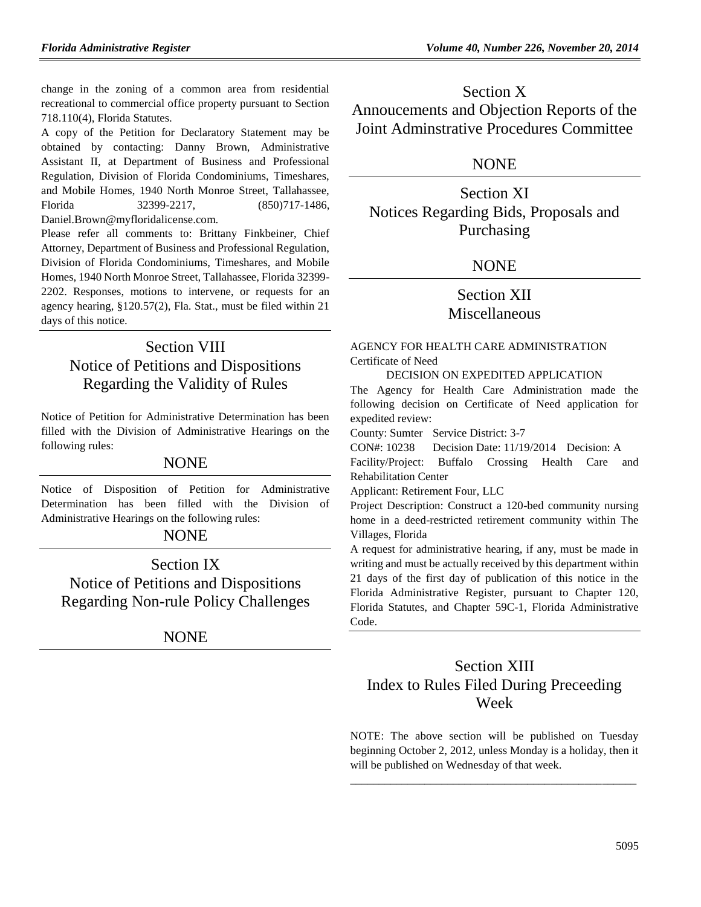change in the zoning of a common area from residential recreational to commercial office property pursuant to Section 718.110(4), Florida Statutes.

A copy of the Petition for Declaratory Statement may be obtained by contacting: Danny Brown, Administrative Assistant II, at Department of Business and Professional Regulation, Division of Florida Condominiums, Timeshares, and Mobile Homes, 1940 North Monroe Street, Tallahassee, Florida 32399-2217, (850)717-1486, Daniel.Brown@myfloridalicense.com.

Please refer all comments to: Brittany Finkbeiner, Chief Attorney, Department of Business and Professional Regulation, Division of Florida Condominiums, Timeshares, and Mobile Homes, 1940 North Monroe Street, Tallahassee, Florida 32399-2202. Responses, motions to intervene, or requests for an agency hearing, §120.57(2), Fla. Stat., must be filed within 21 days of this notice.

## Section VIII
## Notice of Petitions and Dispositions Regarding the Validity of Rules

Notice of Petition for Administrative Determination has been filled with the Division of Administrative Hearings on the following rules:

NONE

Notice of Disposition of Petition for Administrative Determination has been filled with the Division of Administrative Hearings on the following rules:

NONE

## Section IX
## Notice of Petitions and Dispositions Regarding Non-rule Policy Challenges

NONE

## Section X
## Annoucements and Objection Reports of the Joint Adminstrative Procedures Committee

NONE

## Section XI
## Notices Regarding Bids, Proposals and Purchasing

NONE

## Section XII
## Miscellaneous

AGENCY FOR HEALTH CARE ADMINISTRATION

Certificate of Need

DECISION ON EXPEDITED APPLICATION

The Agency for Health Care Administration made the following decision on Certificate of Need application for expedited review:

County: Sumter Service District: 3-7

CON#: 10238 Decision Date: 11/19/2014 Decision: A

Facility/Project: Buffalo Crossing Health Care and Rehabilitation Center

Applicant: Retirement Four, LLC

Project Description: Construct a 120-bed community nursing home in a deed-restricted retirement community within The Villages, Florida

A request for administrative hearing, if any, must be made in writing and must be actually received by this department within 21 days of the first day of publication of this notice in the Florida Administrative Register, pursuant to Chapter 120, Florida Statutes, and Chapter 59C-1, Florida Administrative Code.

## Section XIII
## Index to Rules Filed During Preceeding Week

NOTE: The above section will be published on Tuesday beginning October 2, 2012, unless Monday is a holiday, then it will be published on Wednesday of that week.

---